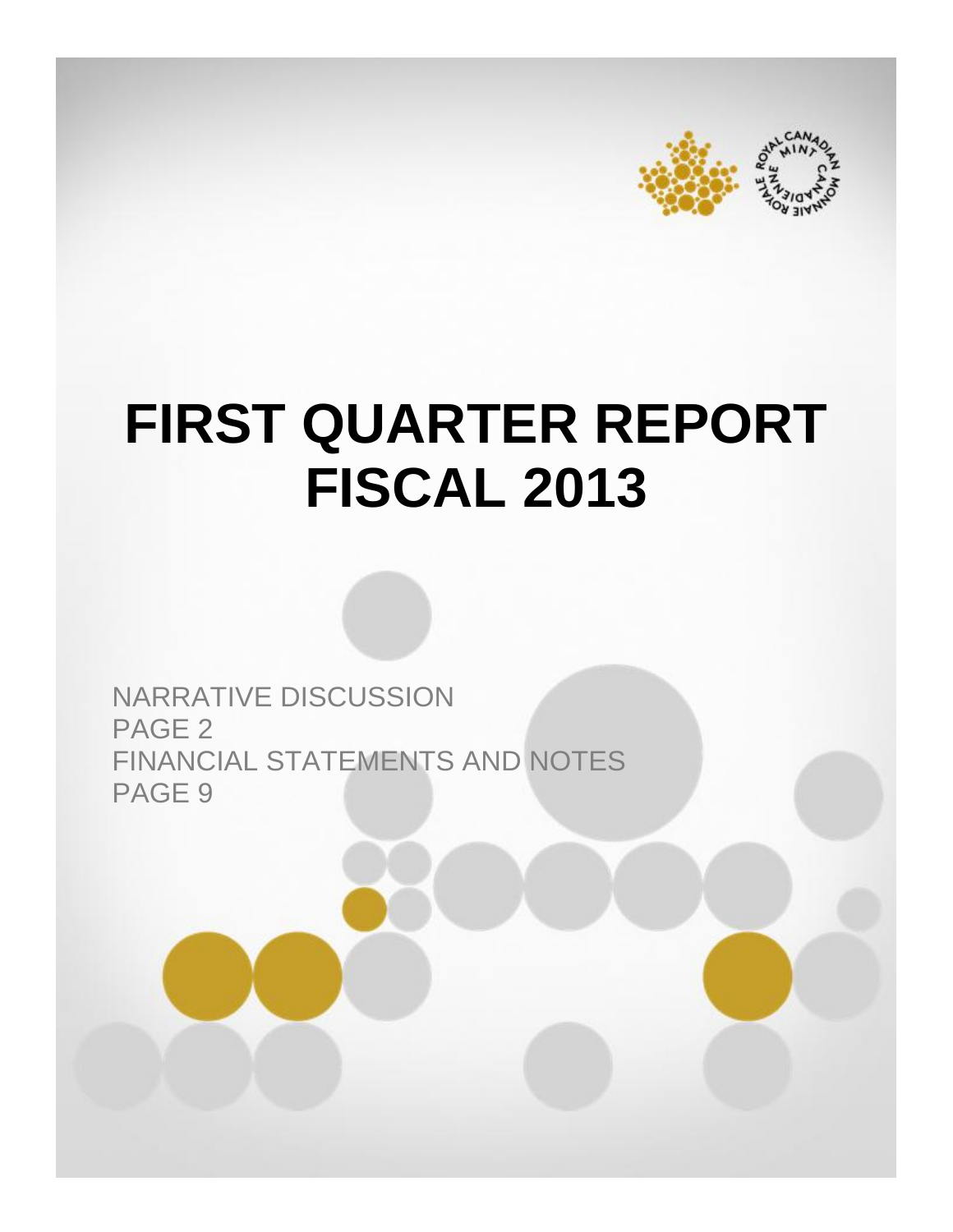# FIRST QUARTER REPORT FISCAL 2013

NARRATIVE DISCUSSION
PAGE 2
FINANCIAL STATEMENTS AND NOTES
PAGE 9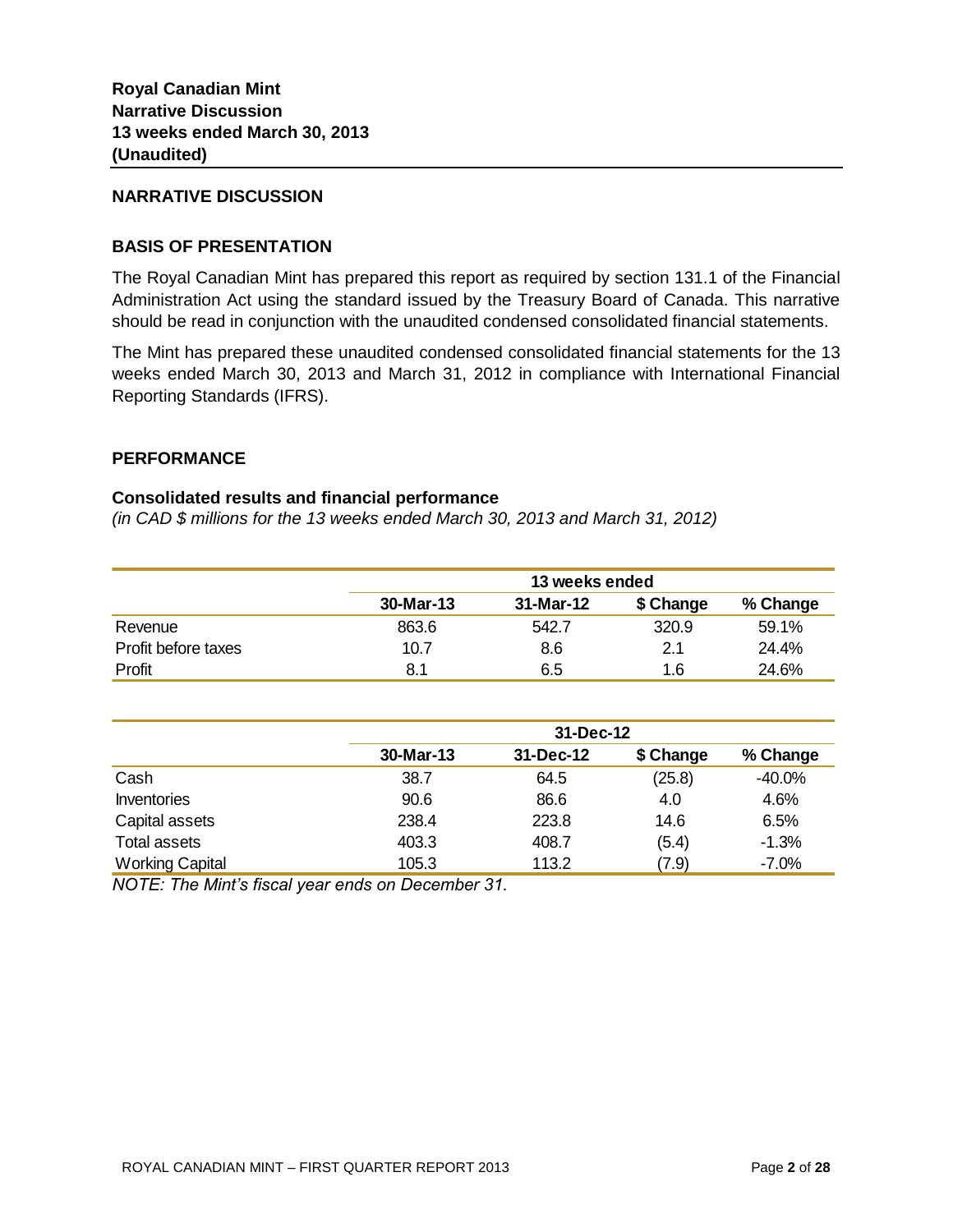**Royal Canadian Mint**
**Narrative Discussion**
**13 weeks ended March 30, 2013**
**(Unaudited)**

## NARRATIVE DISCUSSION

## BASIS OF PRESENTATION

The Royal Canadian Mint has prepared this report as required by section 131.1 of the Financial Administration Act using the standard issued by the Treasury Board of Canada. This narrative should be read in conjunction with the unaudited condensed consolidated financial statements.

The Mint has prepared these unaudited condensed consolidated financial statements for the 13 weeks ended March 30, 2013 and March 31, 2012 in compliance with International Financial Reporting Standards (IFRS).

## PERFORMANCE

### Consolidated results and financial performance

*(in CAD $ millions for the 13 weeks ended March 30, 2013 and March 31, 2012)*

| | **13 weeks ended** | | | |
|---|---|---|---|---|
| | **30-Mar-13** | **31-Mar-12** | **$ Change** | **% Change** |
| Revenue | 863.6 | 542.7 | 320.9 | 59.1% |
| Profit before taxes | 10.7 | 8.6 | 2.1 | 24.4% |
| Profit | 8.1 | 6.5 | 1.6 | 24.6% |

| | **31-Dec-12** | | | |
|---|---|---|---|---|
| | **30-Mar-13** | **31-Dec-12** | **$ Change** | **% Change** |
| Cash | 38.7 | 64.5 | (25.8) | -40.0% |
| Inventories | 90.6 | 86.6 | 4.0 | 4.6% |
| Capital assets | 238.4 | 223.8 | 14.6 | 6.5% |
| Total assets | 403.3 | 408.7 | (5.4) | -1.3% |
| Working Capital | 105.3 | 113.2 | (7.9) | -7.0% |

*NOTE: The Mint's fiscal year ends on December 31.*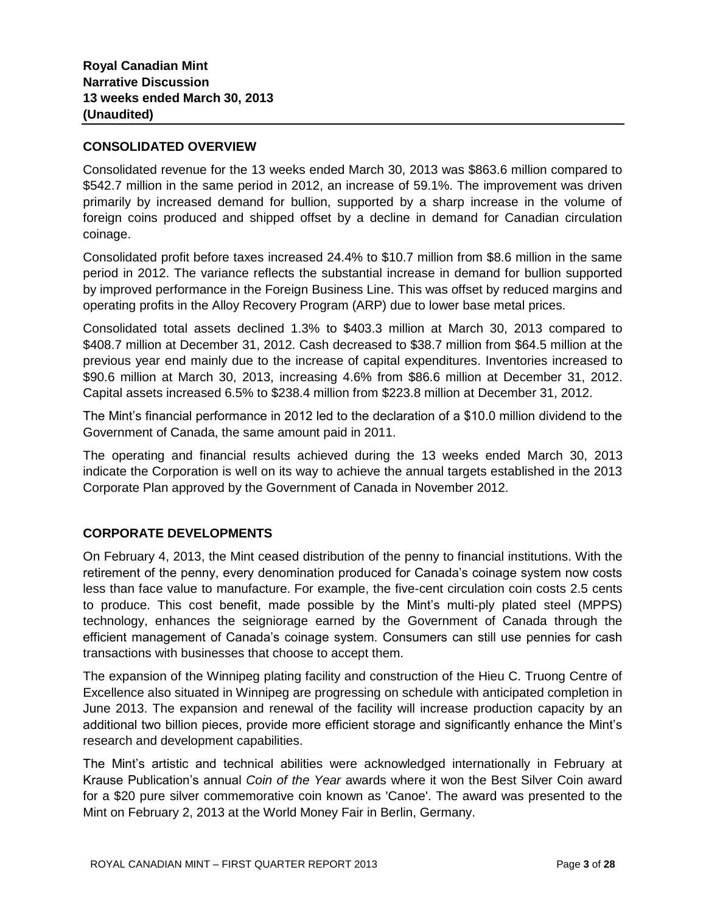**Royal Canadian Mint**
**Narrative Discussion**
**13 weeks ended March 30, 2013**
**(Unaudited)**

## CONSOLIDATED OVERVIEW

Consolidated revenue for the 13 weeks ended March 30, 2013 was $863.6 million compared to $542.7 million in the same period in 2012, an increase of 59.1%. The improvement was driven primarily by increased demand for bullion, supported by a sharp increase in the volume of foreign coins produced and shipped offset by a decline in demand for Canadian circulation coinage.

Consolidated profit before taxes increased 24.4% to $10.7 million from $8.6 million in the same period in 2012. The variance reflects the substantial increase in demand for bullion supported by improved performance in the Foreign Business Line. This was offset by reduced margins and operating profits in the Alloy Recovery Program (ARP) due to lower base metal prices.

Consolidated total assets declined 1.3% to $403.3 million at March 30, 2013 compared to $408.7 million at December 31, 2012. Cash decreased to $38.7 million from $64.5 million at the previous year end mainly due to the increase of capital expenditures. Inventories increased to $90.6 million at March 30, 2013, increasing 4.6% from $86.6 million at December 31, 2012. Capital assets increased 6.5% to $238.4 million from $223.8 million at December 31, 2012.

The Mint's financial performance in 2012 led to the declaration of a $10.0 million dividend to the Government of Canada, the same amount paid in 2011.

The operating and financial results achieved during the 13 weeks ended March 30, 2013 indicate the Corporation is well on its way to achieve the annual targets established in the 2013 Corporate Plan approved by the Government of Canada in November 2012.

## CORPORATE DEVELOPMENTS

On February 4, 2013, the Mint ceased distribution of the penny to financial institutions. With the retirement of the penny, every denomination produced for Canada's coinage system now costs less than face value to manufacture. For example, the five-cent circulation coin costs 2.5 cents to produce. This cost benefit, made possible by the Mint's multi-ply plated steel (MPPS) technology, enhances the seigniorage earned by the Government of Canada through the efficient management of Canada's coinage system. Consumers can still use pennies for cash transactions with businesses that choose to accept them.

The expansion of the Winnipeg plating facility and construction of the Hieu C. Truong Centre of Excellence also situated in Winnipeg are progressing on schedule with anticipated completion in June 2013. The expansion and renewal of the facility will increase production capacity by an additional two billion pieces, provide more efficient storage and significantly enhance the Mint's research and development capabilities.

The Mint's artistic and technical abilities were acknowledged internationally in February at Krause Publication's annual *Coin of the Year* awards where it won the Best Silver Coin award for a $20 pure silver commemorative coin known as 'Canoe'. The award was presented to the Mint on February 2, 2013 at the World Money Fair in Berlin, Germany.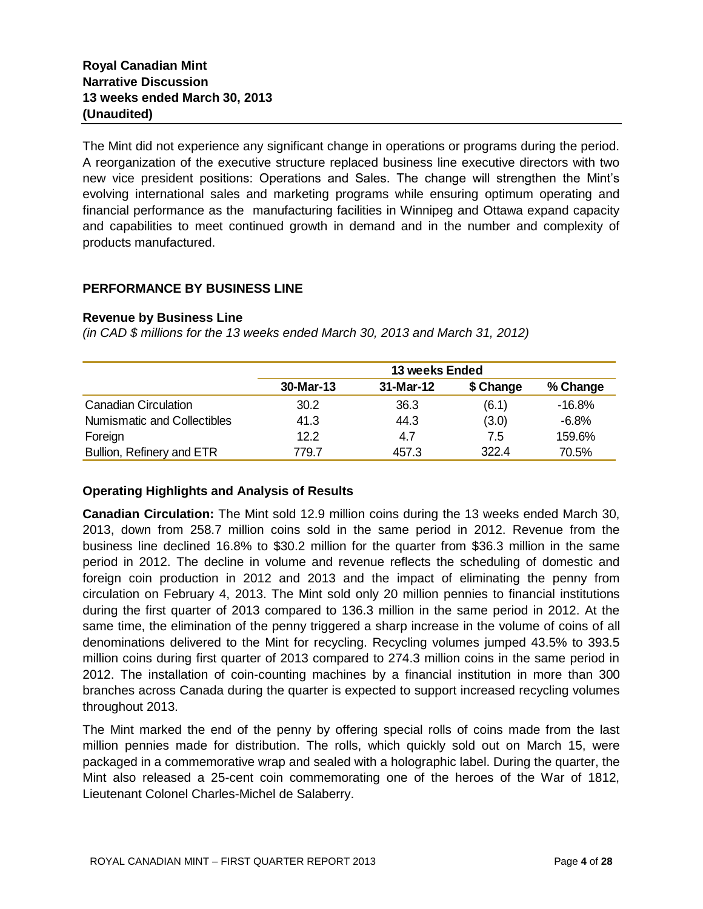**Royal Canadian Mint**
**Narrative Discussion**
**13 weeks ended March 30, 2013**
**(Unaudited)**

The Mint did not experience any significant change in operations or programs during the period. A reorganization of the executive structure replaced business line executive directors with two new vice president positions: Operations and Sales. The change will strengthen the Mint's evolving international sales and marketing programs while ensuring optimum operating and financial performance as the manufacturing facilities in Winnipeg and Ottawa expand capacity and capabilities to meet continued growth in demand and in the number and complexity of products manufactured.

## PERFORMANCE BY BUSINESS LINE

### Revenue by Business Line

*(in CAD $ millions for the 13 weeks ended March 30, 2013 and March 31, 2012)*

| | 13 weeks Ended | | | |
|---|---|---|---|---|
| | 30-Mar-13 | 31-Mar-12 | $ Change | % Change |
| Canadian Circulation | 30.2 | 36.3 | (6.1) | -16.8% |
| Numismatic and Collectibles | 41.3 | 44.3 | (3.0) | -6.8% |
| Foreign | 12.2 | 4.7 | 7.5 | 159.6% |
| Bullion, Refinery and ETR | 779.7 | 457.3 | 322.4 | 70.5% |

### Operating Highlights and Analysis of Results

**Canadian Circulation:** The Mint sold 12.9 million coins during the 13 weeks ended March 30, 2013, down from 258.7 million coins sold in the same period in 2012. Revenue from the business line declined 16.8% to $30.2 million for the quarter from $36.3 million in the same period in 2012. The decline in volume and revenue reflects the scheduling of domestic and foreign coin production in 2012 and 2013 and the impact of eliminating the penny from circulation on February 4, 2013. The Mint sold only 20 million pennies to financial institutions during the first quarter of 2013 compared to 136.3 million in the same period in 2012. At the same time, the elimination of the penny triggered a sharp increase in the volume of coins of all denominations delivered to the Mint for recycling. Recycling volumes jumped 43.5% to 393.5 million coins during first quarter of 2013 compared to 274.3 million coins in the same period in 2012. The installation of coin-counting machines by a financial institution in more than 300 branches across Canada during the quarter is expected to support increased recycling volumes throughout 2013.

The Mint marked the end of the penny by offering special rolls of coins made from the last million pennies made for distribution. The rolls, which quickly sold out on March 15, were packaged in a commemorative wrap and sealed with a holographic label. During the quarter, the Mint also released a 25-cent coin commemorating one of the heroes of the War of 1812, Lieutenant Colonel Charles-Michel de Salaberry.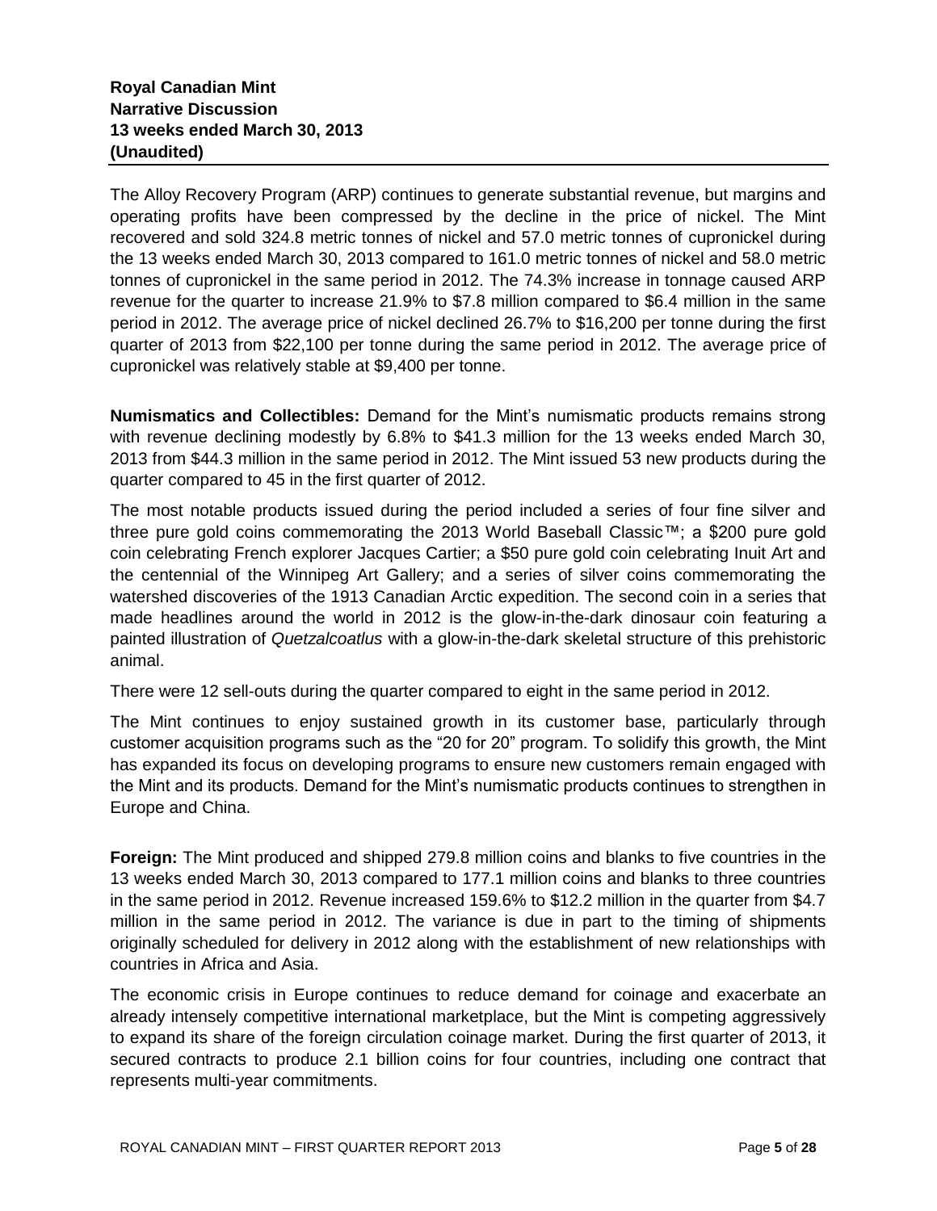The Alloy Recovery Program (ARP) continues to generate substantial revenue, but margins and operating profits have been compressed by the decline in the price of nickel. The Mint recovered and sold 324.8 metric tonnes of nickel and 57.0 metric tonnes of cupronickel during the 13 weeks ended March 30, 2013 compared to 161.0 metric tonnes of nickel and 58.0 metric tonnes of cupronickel in the same period in 2012. The 74.3% increase in tonnage caused ARP revenue for the quarter to increase 21.9% to $7.8 million compared to $6.4 million in the same period in 2012. The average price of nickel declined 26.7% to $16,200 per tonne during the first quarter of 2013 from $22,100 per tonne during the same period in 2012. The average price of cupronickel was relatively stable at $9,400 per tonne.

**Numismatics and Collectibles:** Demand for the Mint's numismatic products remains strong with revenue declining modestly by 6.8% to $41.3 million for the 13 weeks ended March 30, 2013 from $44.3 million in the same period in 2012. The Mint issued 53 new products during the quarter compared to 45 in the first quarter of 2012.

The most notable products issued during the period included a series of four fine silver and three pure gold coins commemorating the 2013 World Baseball Classic™; a $200 pure gold coin celebrating French explorer Jacques Cartier; a $50 pure gold coin celebrating Inuit Art and the centennial of the Winnipeg Art Gallery; and a series of silver coins commemorating the watershed discoveries of the 1913 Canadian Arctic expedition. The second coin in a series that made headlines around the world in 2012 is the glow-in-the-dark dinosaur coin featuring a painted illustration of *Quetzalcoatlus* with a glow-in-the-dark skeletal structure of this prehistoric animal.

There were 12 sell-outs during the quarter compared to eight in the same period in 2012.

The Mint continues to enjoy sustained growth in its customer base, particularly through customer acquisition programs such as the "20 for 20" program. To solidify this growth, the Mint has expanded its focus on developing programs to ensure new customers remain engaged with the Mint and its products. Demand for the Mint's numismatic products continues to strengthen in Europe and China.

**Foreign:** The Mint produced and shipped 279.8 million coins and blanks to five countries in the 13 weeks ended March 30, 2013 compared to 177.1 million coins and blanks to three countries in the same period in 2012. Revenue increased 159.6% to $12.2 million in the quarter from $4.7 million in the same period in 2012. The variance is due in part to the timing of shipments originally scheduled for delivery in 2012 along with the establishment of new relationships with countries in Africa and Asia.

The economic crisis in Europe continues to reduce demand for coinage and exacerbate an already intensely competitive international marketplace, but the Mint is competing aggressively to expand its share of the foreign circulation coinage market. During the first quarter of 2013, it secured contracts to produce 2.1 billion coins for four countries, including one contract that represents multi-year commitments.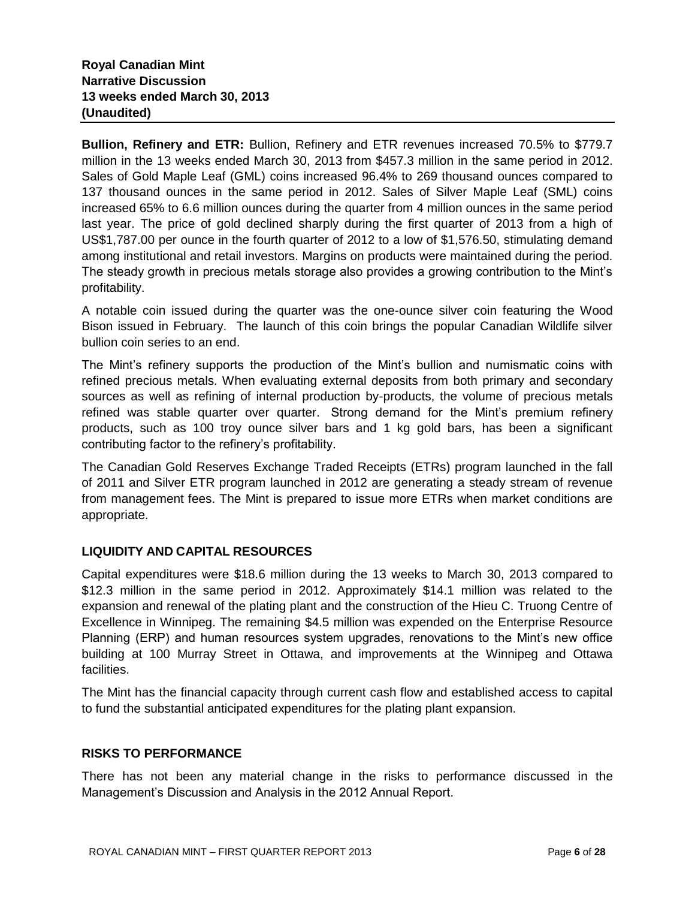**Royal Canadian Mint**
**Narrative Discussion**
**13 weeks ended March 30, 2013**
**(Unaudited)**

**Bullion, Refinery and ETR:** Bullion, Refinery and ETR revenues increased 70.5% to $779.7 million in the 13 weeks ended March 30, 2013 from $457.3 million in the same period in 2012. Sales of Gold Maple Leaf (GML) coins increased 96.4% to 269 thousand ounces compared to 137 thousand ounces in the same period in 2012. Sales of Silver Maple Leaf (SML) coins increased 65% to 6.6 million ounces during the quarter from 4 million ounces in the same period last year. The price of gold declined sharply during the first quarter of 2013 from a high of US$1,787.00 per ounce in the fourth quarter of 2012 to a low of $1,576.50, stimulating demand among institutional and retail investors. Margins on products were maintained during the period. The steady growth in precious metals storage also provides a growing contribution to the Mint's profitability.

A notable coin issued during the quarter was the one-ounce silver coin featuring the Wood Bison issued in February. The launch of this coin brings the popular Canadian Wildlife silver bullion coin series to an end.

The Mint's refinery supports the production of the Mint's bullion and numismatic coins with refined precious metals. When evaluating external deposits from both primary and secondary sources as well as refining of internal production by-products, the volume of precious metals refined was stable quarter over quarter. Strong demand for the Mint's premium refinery products, such as 100 troy ounce silver bars and 1 kg gold bars, has been a significant contributing factor to the refinery's profitability.

The Canadian Gold Reserves Exchange Traded Receipts (ETRs) program launched in the fall of 2011 and Silver ETR program launched in 2012 are generating a steady stream of revenue from management fees. The Mint is prepared to issue more ETRs when market conditions are appropriate.

## LIQUIDITY AND CAPITAL RESOURCES

Capital expenditures were $18.6 million during the 13 weeks to March 30, 2013 compared to $12.3 million in the same period in 2012. Approximately $14.1 million was related to the expansion and renewal of the plating plant and the construction of the Hieu C. Truong Centre of Excellence in Winnipeg. The remaining $4.5 million was expended on the Enterprise Resource Planning (ERP) and human resources system upgrades, renovations to the Mint's new office building at 100 Murray Street in Ottawa, and improvements at the Winnipeg and Ottawa facilities.

The Mint has the financial capacity through current cash flow and established access to capital to fund the substantial anticipated expenditures for the plating plant expansion.

## RISKS TO PERFORMANCE

There has not been any material change in the risks to performance discussed in the Management's Discussion and Analysis in the 2012 Annual Report.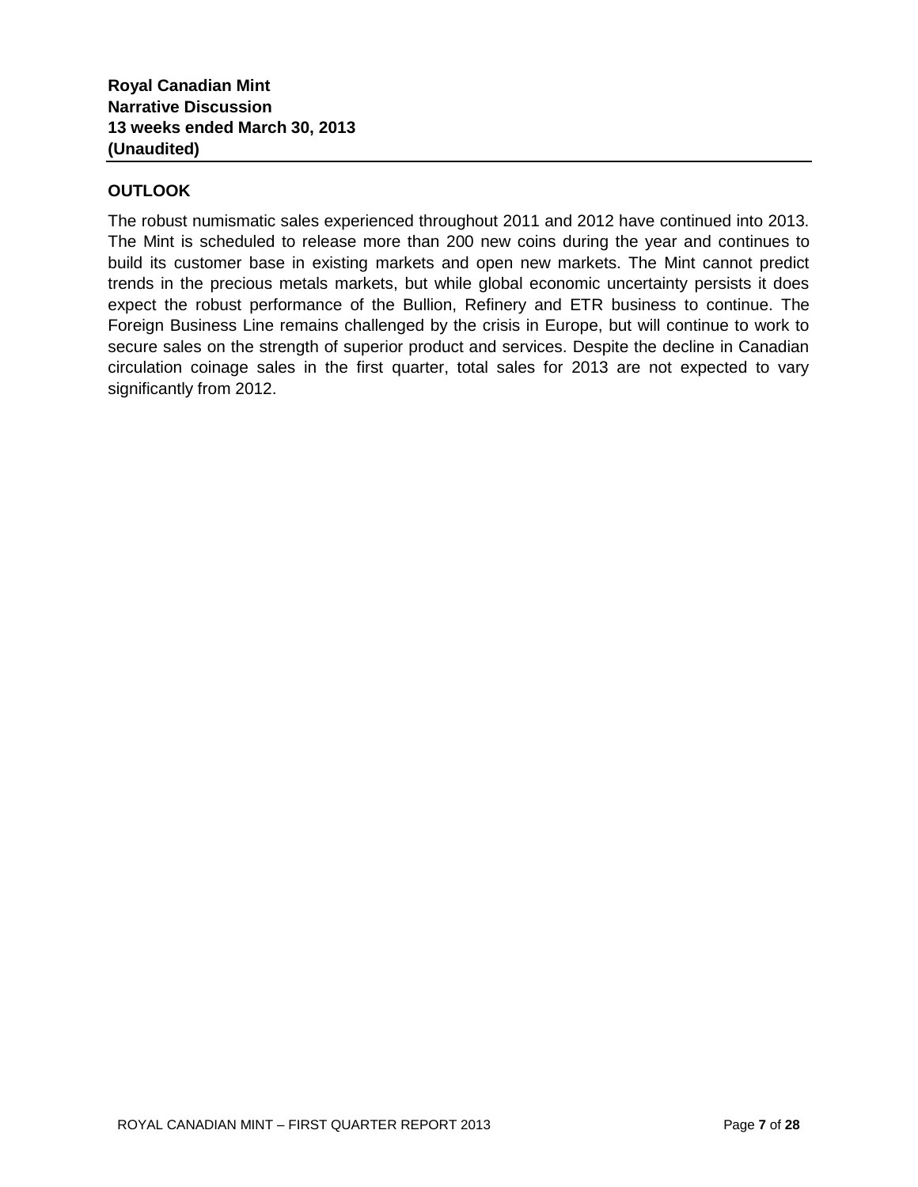**Royal Canadian Mint**
**Narrative Discussion**
**13 weeks ended March 30, 2013**
**(Unaudited)**

## OUTLOOK

The robust numismatic sales experienced throughout 2011 and 2012 have continued into 2013. The Mint is scheduled to release more than 200 new coins during the year and continues to build its customer base in existing markets and open new markets. The Mint cannot predict trends in the precious metals markets, but while global economic uncertainty persists it does expect the robust performance of the Bullion, Refinery and ETR business to continue. The Foreign Business Line remains challenged by the crisis in Europe, but will continue to work to secure sales on the strength of superior product and services. Despite the decline in Canadian circulation coinage sales in the first quarter, total sales for 2013 are not expected to vary significantly from 2012.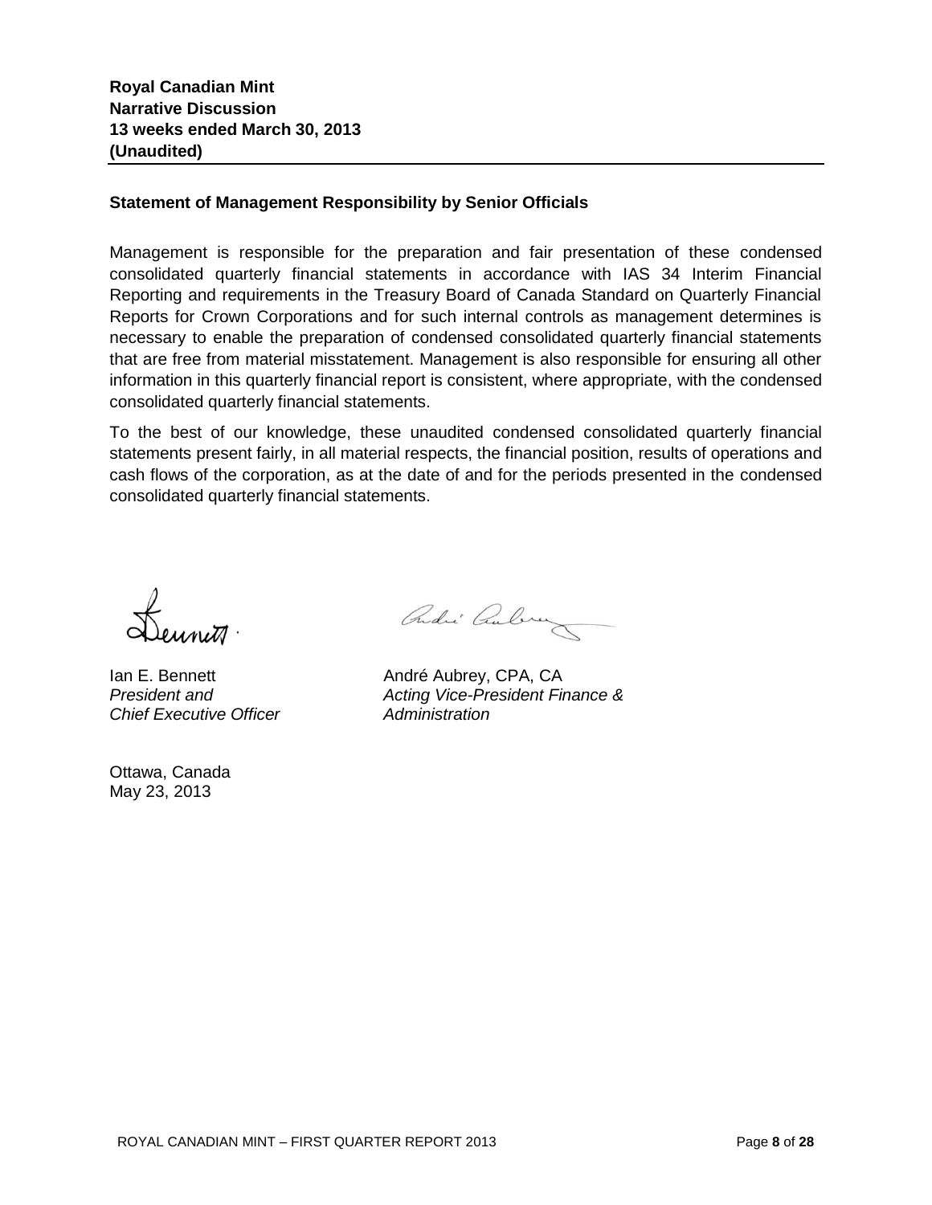**Royal Canadian Mint**
**Narrative Discussion**
**13 weeks ended March 30, 2013**
**(Unaudited)**

### Statement of Management Responsibility by Senior Officials

Management is responsible for the preparation and fair presentation of these condensed consolidated quarterly financial statements in accordance with IAS 34 Interim Financial Reporting and requirements in the Treasury Board of Canada Standard on Quarterly Financial Reports for Crown Corporations and for such internal controls as management determines is necessary to enable the preparation of condensed consolidated quarterly financial statements that are free from material misstatement. Management is also responsible for ensuring all other information in this quarterly financial report is consistent, where appropriate, with the condensed consolidated quarterly financial statements.

To the best of our knowledge, these unaudited condensed consolidated quarterly financial statements present fairly, in all material respects, the financial position, results of operations and cash flows of the corporation, as at the date of and for the periods presented in the condensed consolidated quarterly financial statements.

Ian E. Bennett
*President and*
*Chief Executive Officer*

André Aubrey, CPA, CA
*Acting Vice-President Finance &*
*Administration*

Ottawa, Canada
May 23, 2013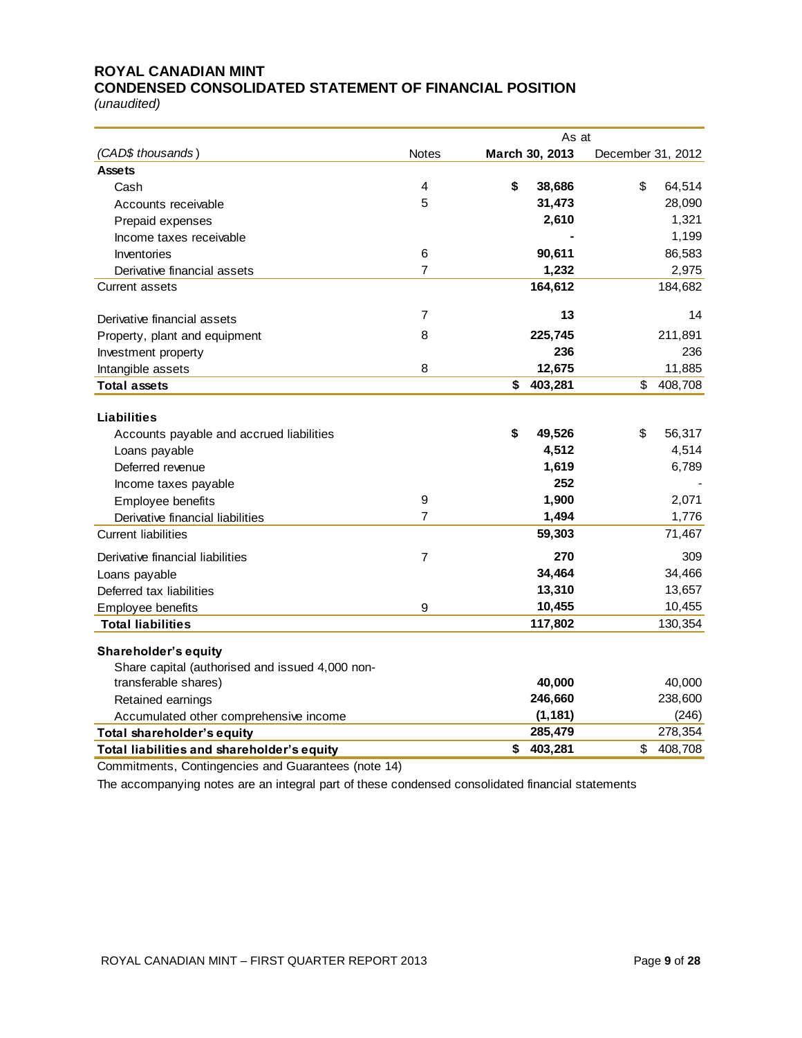# ROYAL CANADIAN MINT

## CONDENSED CONSOLIDATED STATEMENT OF FINANCIAL POSITION

*(unaudited)*

| | | As at | |
|---|---|---|---|
| *(CAD$ thousands)* | Notes | **March 30, 2013** | December 31, 2012 |
| **Assets** | | | |
| Cash | 4 | **$ 38,686** | $ 64,514 |
| Accounts receivable | 5 | **31,473** | 28,090 |
| Prepaid expenses | | **2,610** | 1,321 |
| Income taxes receivable | | **-** | 1,199 |
| Inventories | 6 | **90,611** | 86,583 |
| Derivative financial assets | 7 | **1,232** | 2,975 |
| Current assets | | **164,612** | 184,682 |
| Derivative financial assets | 7 | **13** | 14 |
| Property, plant and equipment | 8 | **225,745** | 211,891 |
| Investment property | | **236** | 236 |
| Intangible assets | 8 | **12,675** | 11,885 |
| **Total assets** | | **$ 403,281** | $ 408,708 |
| **Liabilities** | | | |
| Accounts payable and accrued liabilities | | **$ 49,526** | $ 56,317 |
| Loans payable | | **4,512** | 4,514 |
| Deferred revenue | | **1,619** | 6,789 |
| Income taxes payable | | **252** | - |
| Employee benefits | 9 | **1,900** | 2,071 |
| Derivative financial liabilities | 7 | **1,494** | 1,776 |
| Current liabilities | | **59,303** | 71,467 |
| Derivative financial liabilities | 7 | **270** | 309 |
| Loans payable | | **34,464** | 34,466 |
| Deferred tax liabilities | | **13,310** | 13,657 |
| Employee benefits | 9 | **10,455** | 10,455 |
| **Total liabilities** | | **117,802** | 130,354 |
| **Shareholder's equity** | | | |
| Share capital (authorised and issued 4,000 non-transferable shares) | | **40,000** | 40,000 |
| Retained earnings | | **246,660** | 238,600 |
| Accumulated other comprehensive income | | **(1,181)** | (246) |
| **Total shareholder's equity** | | **285,479** | 278,354 |
| **Total liabilities and shareholder's equity** | | **$ 403,281** | $ 408,708 |

Commitments, Contingencies and Guarantees (note 14)

The accompanying notes are an integral part of these condensed consolidated financial statements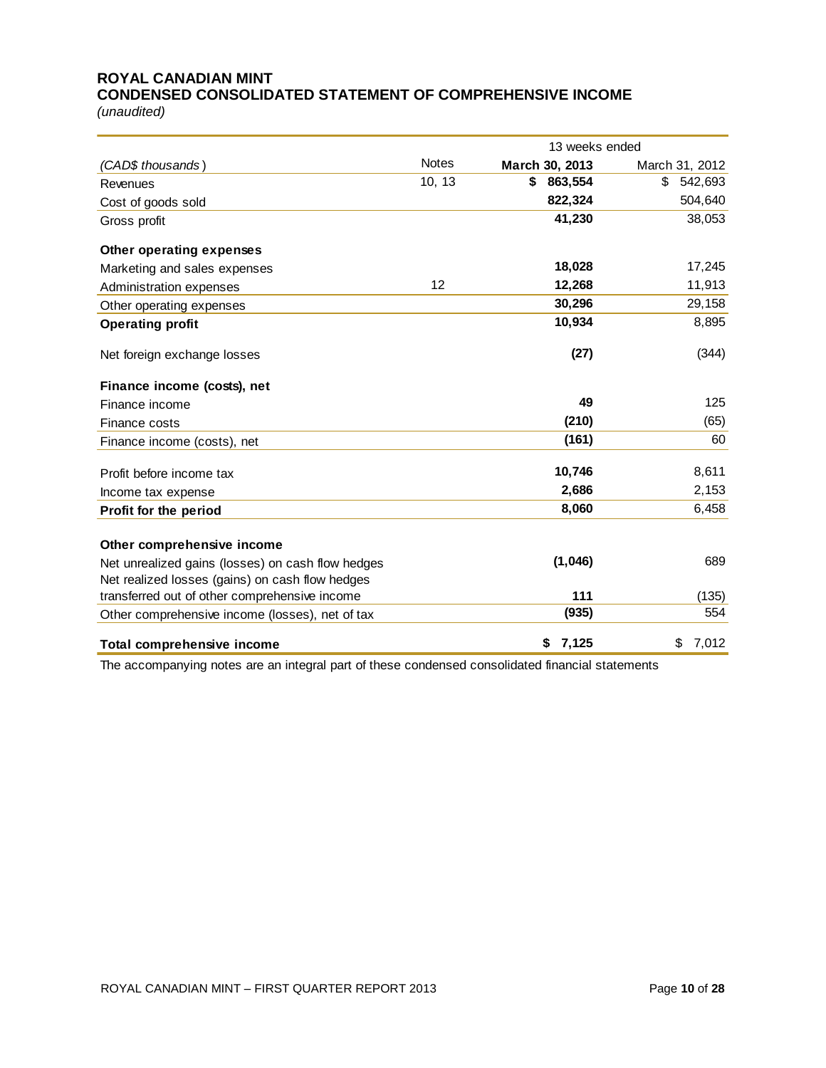# ROYAL CANADIAN MINT
## CONDENSED CONSOLIDATED STATEMENT OF COMPREHENSIVE INCOME
*(unaudited)*

| | | 13 weeks ended | |
|---|---|---|---|
| *(CAD$ thousands)* | Notes | **March 30, 2013** | March 31, 2012 |
| Revenues | 10, 13 | **$ 863,554** | $ 542,693 |
| Cost of goods sold | | **822,324** | 504,640 |
| Gross profit | | **41,230** | 38,053 |
| **Other operating expenses** | | | |
| Marketing and sales expenses | | **18,028** | 17,245 |
| Administration expenses | 12 | **12,268** | 11,913 |
| Other operating expenses | | **30,296** | 29,158 |
| **Operating profit** | | **10,934** | 8,895 |
| Net foreign exchange losses | | **(27)** | (344) |
| **Finance income (costs), net** | | | |
| Finance income | | **49** | 125 |
| Finance costs | | **(210)** | (65) |
| Finance income (costs), net | | **(161)** | 60 |
| Profit before income tax | | **10,746** | 8,611 |
| Income tax expense | | **2,686** | 2,153 |
| **Profit for the period** | | **8,060** | 6,458 |
| **Other comprehensive income** | | | |
| Net unrealized gains (losses) on cash flow hedges | | **(1,046)** | 689 |
| Net realized losses (gains) on cash flow hedges transferred out of other comprehensive income | | **111** | (135) |
| Other comprehensive income (losses), net of tax | | **(935)** | 554 |
| **Total comprehensive income** | | **$ 7,125** | $ 7,012 |

The accompanying notes are an integral part of these condensed consolidated financial statements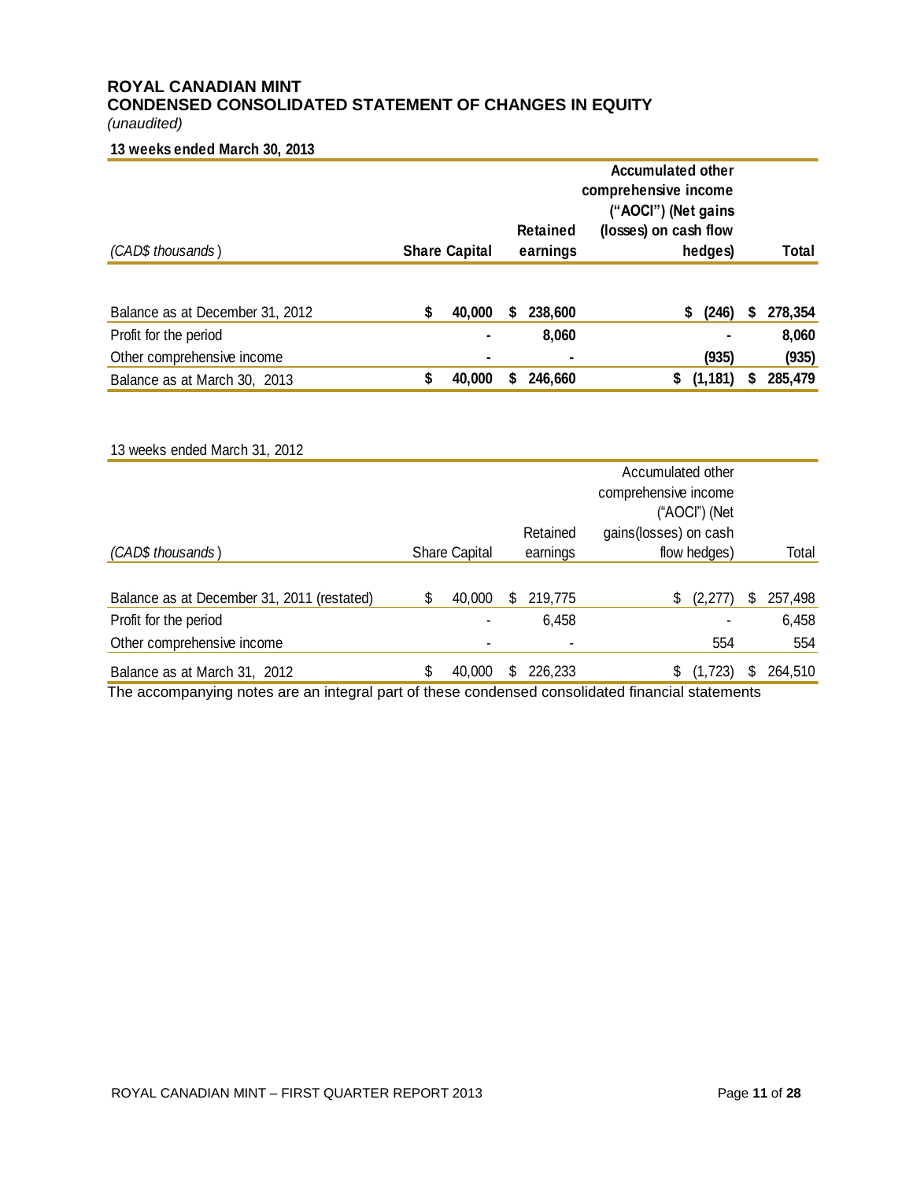**ROYAL CANADIAN MINT**
**CONDENSED CONSOLIDATED STATEMENT OF CHANGES IN EQUITY**
*(unaudited)*

**13 weeks ended March 30, 2013**

| *(CAD$ thousands)* | **Share Capital** | **Retained earnings** | **Accumulated other comprehensive income ("AOCI") (Net gains (losses) on cash flow hedges)** | **Total** |
|---|---|---|---|---|
| Balance as at December 31, 2012 | **$ 40,000** | **$ 238,600** | **$ (246)** | **$ 278,354** |
| Profit for the period | **-** | **8,060** | **-** | **8,060** |
| Other comprehensive income | **-** | **-** | **(935)** | **(935)** |
| Balance as at March 30, 2013 | **$ 40,000** | **$ 246,660** | **$ (1,181)** | **$ 285,479** |

13 weeks ended March 31, 2012

| *(CAD$ thousands)* | Share Capital | Retained earnings | Accumulated other comprehensive income ("AOCI") (Net gains(losses) on cash flow hedges) | Total |
|---|---|---|---|---|
| Balance as at December 31, 2011 (restated) | $ 40,000 | $ 219,775 | $ (2,277) | $ 257,498 |
| Profit for the period | - | 6,458 | - | 6,458 |
| Other comprehensive income | - | - | 554 | 554 |
| Balance as at March 31, 2012 | $ 40,000 | $ 226,233 | $ (1,723) | $ 264,510 |

The accompanying notes are an integral part of these condensed consolidated financial statements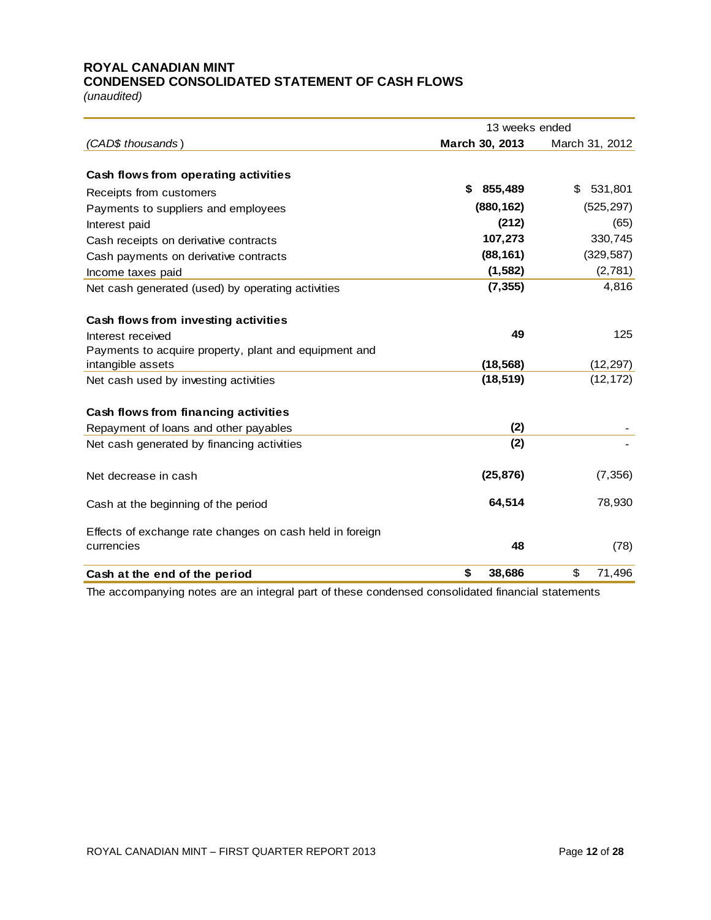# ROYAL CANADIAN MINT
## CONDENSED CONSOLIDATED STATEMENT OF CASH FLOWS

*(unaudited)*

| | 13 weeks ended | |
|---|---|---|
| *(CAD$ thousands)* | **March 30, 2013** | March 31, 2012 |
| **Cash flows from operating activities** | | |
| Receipts from customers | **$ 855,489** | $ 531,801 |
| Payments to suppliers and employees | **(880,162)** | (525,297) |
| Interest paid | **(212)** | (65) |
| Cash receipts on derivative contracts | **107,273** | 330,745 |
| Cash payments on derivative contracts | **(88,161)** | (329,587) |
| Income taxes paid | **(1,582)** | (2,781) |
| Net cash generated (used) by operating activities | **(7,355)** | 4,816 |
| **Cash flows from investing activities** | | |
| Interest received | **49** | 125 |
| Payments to acquire property, plant and equipment and intangible assets | **(18,568)** | (12,297) |
| Net cash used by investing activities | **(18,519)** | (12,172) |
| **Cash flows from financing activities** | | |
| Repayment of loans and other payables | **(2)** | - |
| Net cash generated by financing activities | **(2)** | - |
| Net decrease in cash | **(25,876)** | (7,356) |
| Cash at the beginning of the period | **64,514** | 78,930 |
| Effects of exchange rate changes on cash held in foreign currencies | **48** | (78) |
| **Cash at the end of the period** | **$ 38,686** | $ 71,496 |

The accompanying notes are an integral part of these condensed consolidated financial statements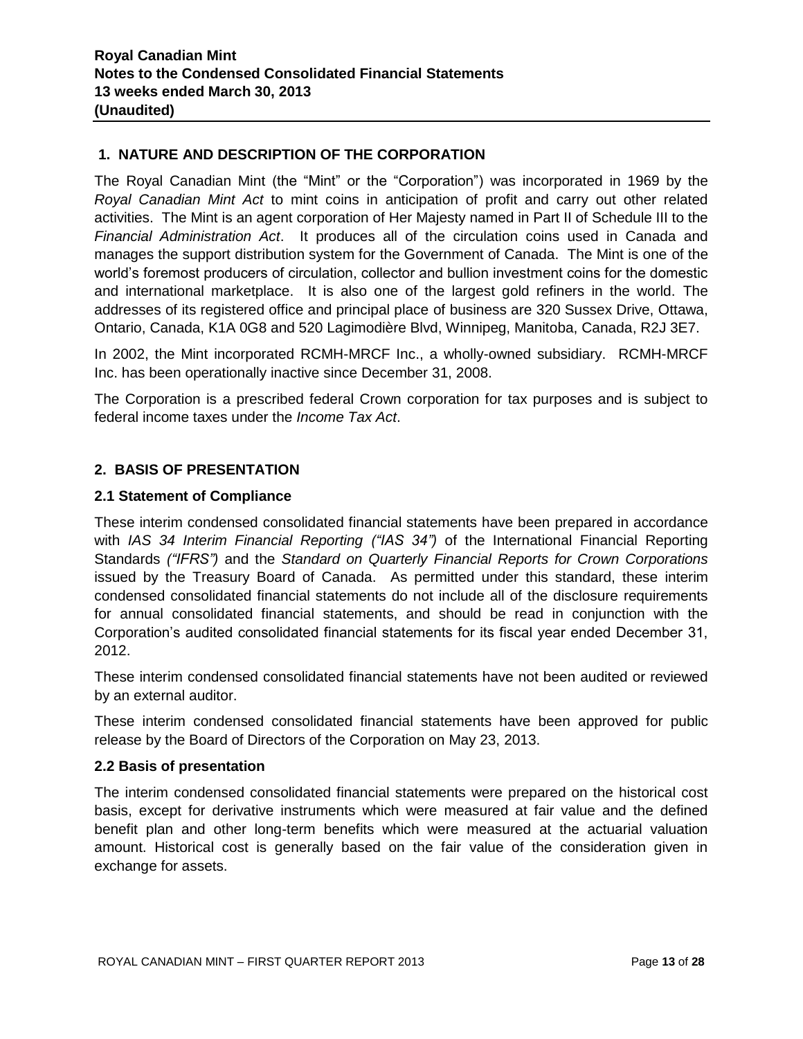**Royal Canadian Mint**
**Notes to the Condensed Consolidated Financial Statements**
**13 weeks ended March 30, 2013**
**(Unaudited)**

## 1. NATURE AND DESCRIPTION OF THE CORPORATION

The Royal Canadian Mint (the "Mint" or the "Corporation") was incorporated in 1969 by the *Royal Canadian Mint Act* to mint coins in anticipation of profit and carry out other related activities. The Mint is an agent corporation of Her Majesty named in Part II of Schedule III to the *Financial Administration Act*. It produces all of the circulation coins used in Canada and manages the support distribution system for the Government of Canada. The Mint is one of the world's foremost producers of circulation, collector and bullion investment coins for the domestic and international marketplace. It is also one of the largest gold refiners in the world. The addresses of its registered office and principal place of business are 320 Sussex Drive, Ottawa, Ontario, Canada, K1A 0G8 and 520 Lagimodière Blvd, Winnipeg, Manitoba, Canada, R2J 3E7.

In 2002, the Mint incorporated RCMH-MRCF Inc., a wholly-owned subsidiary. RCMH-MRCF Inc. has been operationally inactive since December 31, 2008.

The Corporation is a prescribed federal Crown corporation for tax purposes and is subject to federal income taxes under the *Income Tax Act*.

## 2. BASIS OF PRESENTATION

### 2.1 Statement of Compliance

These interim condensed consolidated financial statements have been prepared in accordance with *IAS 34 Interim Financial Reporting ("IAS 34")* of the International Financial Reporting Standards *("IFRS")* and the *Standard on Quarterly Financial Reports for Crown Corporations* issued by the Treasury Board of Canada. As permitted under this standard, these interim condensed consolidated financial statements do not include all of the disclosure requirements for annual consolidated financial statements, and should be read in conjunction with the Corporation's audited consolidated financial statements for its fiscal year ended December 31, 2012.

These interim condensed consolidated financial statements have not been audited or reviewed by an external auditor.

These interim condensed consolidated financial statements have been approved for public release by the Board of Directors of the Corporation on May 23, 2013.

### 2.2 Basis of presentation

The interim condensed consolidated financial statements were prepared on the historical cost basis, except for derivative instruments which were measured at fair value and the defined benefit plan and other long-term benefits which were measured at the actuarial valuation amount. Historical cost is generally based on the fair value of the consideration given in exchange for assets.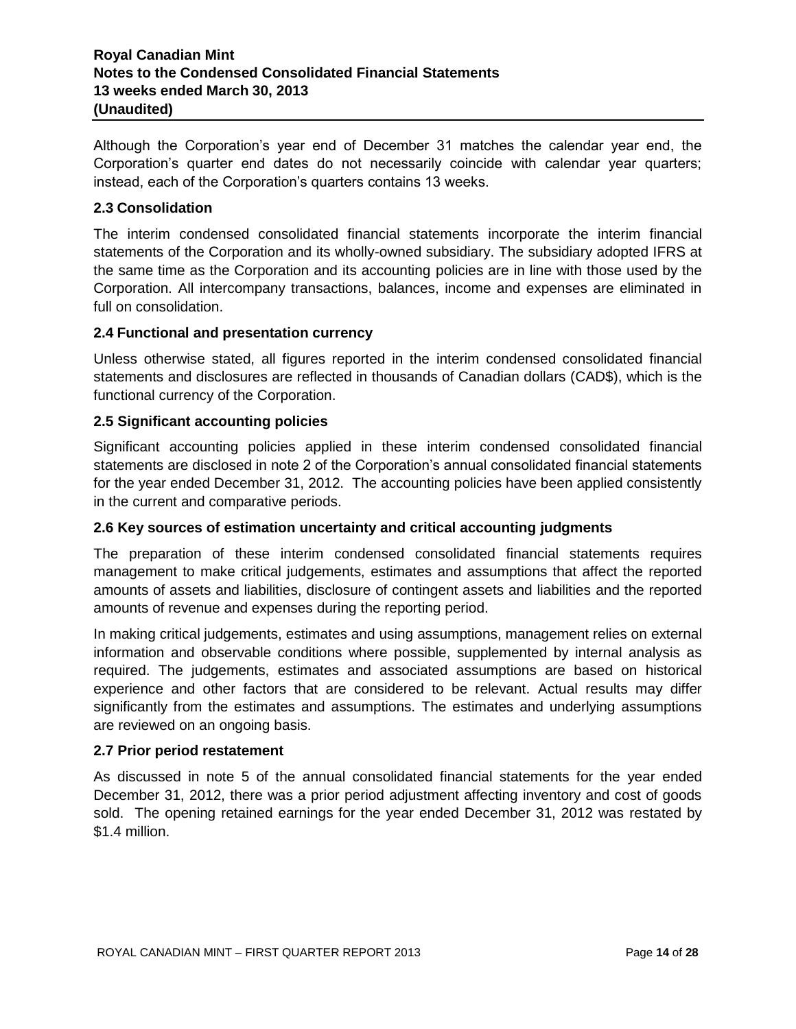Although the Corporation's year end of December 31 matches the calendar year end, the Corporation's quarter end dates do not necessarily coincide with calendar year quarters; instead, each of the Corporation's quarters contains 13 weeks.

### 2.3 Consolidation

The interim condensed consolidated financial statements incorporate the interim financial statements of the Corporation and its wholly-owned subsidiary. The subsidiary adopted IFRS at the same time as the Corporation and its accounting policies are in line with those used by the Corporation. All intercompany transactions, balances, income and expenses are eliminated in full on consolidation.

### 2.4 Functional and presentation currency

Unless otherwise stated, all figures reported in the interim condensed consolidated financial statements and disclosures are reflected in thousands of Canadian dollars (CAD$), which is the functional currency of the Corporation.

### 2.5 Significant accounting policies

Significant accounting policies applied in these interim condensed consolidated financial statements are disclosed in note 2 of the Corporation's annual consolidated financial statements for the year ended December 31, 2012. The accounting policies have been applied consistently in the current and comparative periods.

### 2.6 Key sources of estimation uncertainty and critical accounting judgments

The preparation of these interim condensed consolidated financial statements requires management to make critical judgements, estimates and assumptions that affect the reported amounts of assets and liabilities, disclosure of contingent assets and liabilities and the reported amounts of revenue and expenses during the reporting period.

In making critical judgements, estimates and using assumptions, management relies on external information and observable conditions where possible, supplemented by internal analysis as required. The judgements, estimates and associated assumptions are based on historical experience and other factors that are considered to be relevant. Actual results may differ significantly from the estimates and assumptions. The estimates and underlying assumptions are reviewed on an ongoing basis.

### 2.7 Prior period restatement

As discussed in note 5 of the annual consolidated financial statements for the year ended December 31, 2012, there was a prior period adjustment affecting inventory and cost of goods sold. The opening retained earnings for the year ended December 31, 2012 was restated by $1.4 million.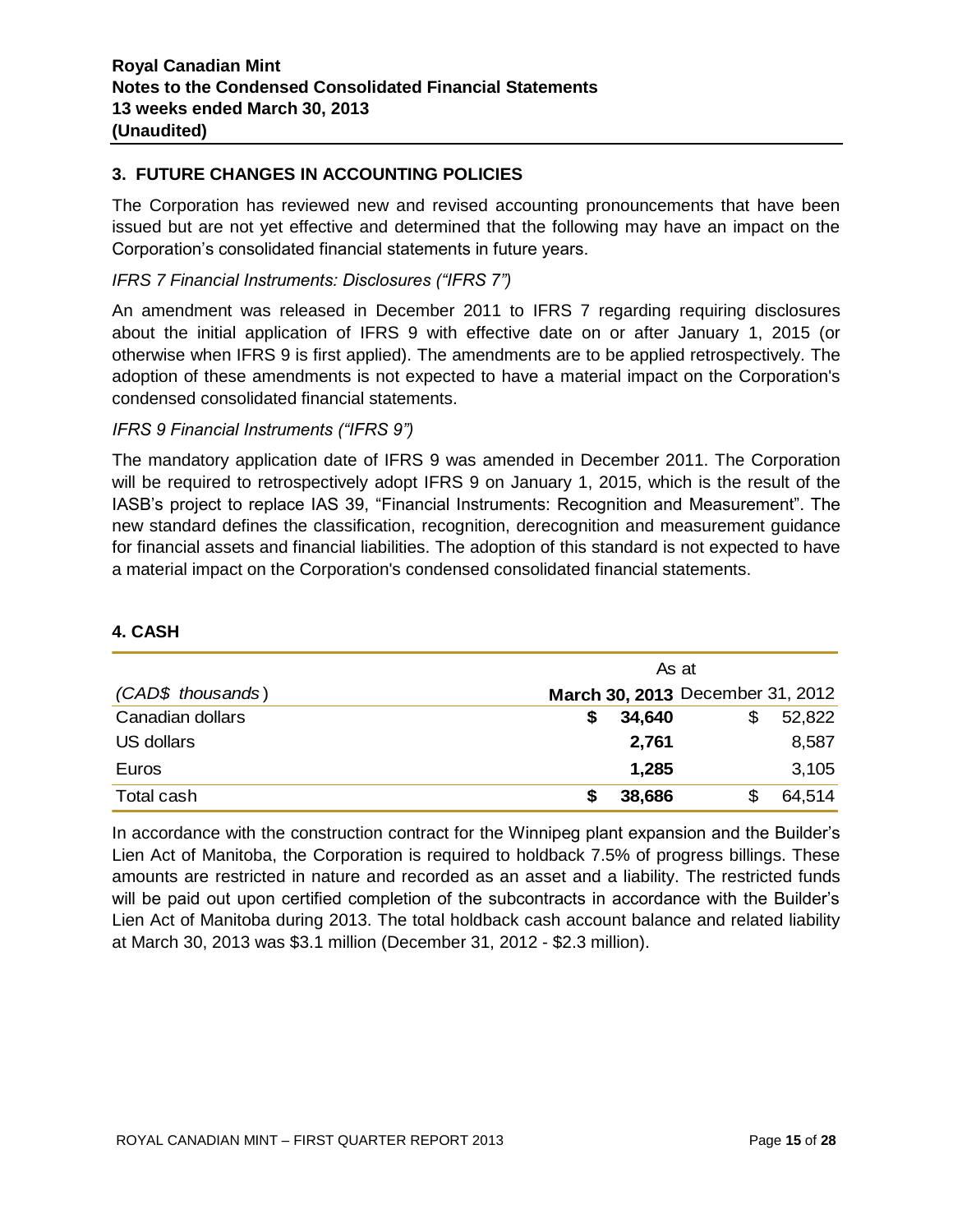## 3. FUTURE CHANGES IN ACCOUNTING POLICIES

The Corporation has reviewed new and revised accounting pronouncements that have been issued but are not yet effective and determined that the following may have an impact on the Corporation's consolidated financial statements in future years.

*IFRS 7 Financial Instruments: Disclosures ("IFRS 7")*

An amendment was released in December 2011 to IFRS 7 regarding requiring disclosures about the initial application of IFRS 9 with effective date on or after January 1, 2015 (or otherwise when IFRS 9 is first applied). The amendments are to be applied retrospectively. The adoption of these amendments is not expected to have a material impact on the Corporation's condensed consolidated financial statements.

*IFRS 9 Financial Instruments ("IFRS 9")*

The mandatory application date of IFRS 9 was amended in December 2011. The Corporation will be required to retrospectively adopt IFRS 9 on January 1, 2015, which is the result of the IASB's project to replace IAS 39, "Financial Instruments: Recognition and Measurement". The new standard defines the classification, recognition, derecognition and measurement guidance for financial assets and financial liabilities. The adoption of this standard is not expected to have a material impact on the Corporation's condensed consolidated financial statements.

## 4. CASH

| | As at | |
|---|---|---|
| *(CAD$ thousands)* | **March 30, 2013** | December 31, 2012 |
| Canadian dollars | **$ 34,640** | $ 52,822 |
| US dollars | **2,761** | 8,587 |
| Euros | **1,285** | 3,105 |
| Total cash | **$ 38,686** | $ 64,514 |

In accordance with the construction contract for the Winnipeg plant expansion and the Builder's Lien Act of Manitoba, the Corporation is required to holdback 7.5% of progress billings. These amounts are restricted in nature and recorded as an asset and a liability. The restricted funds will be paid out upon certified completion of the subcontracts in accordance with the Builder's Lien Act of Manitoba during 2013. The total holdback cash account balance and related liability at March 30, 2013 was \$3.1 million (December 31, 2012 - \$2.3 million).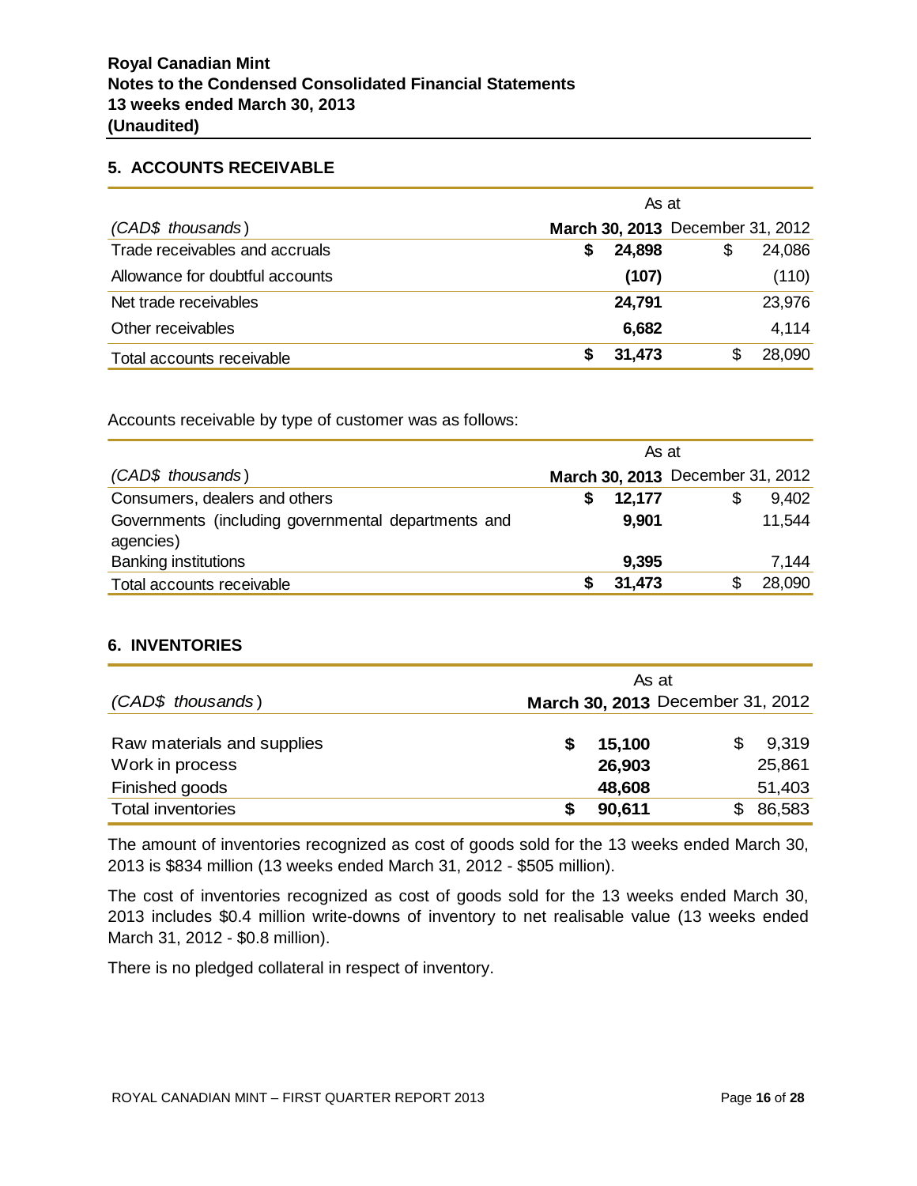## 5. ACCOUNTS RECEIVABLE

| | As at | |
|---|---|---|
| *(CAD$ thousands)* | **March 30, 2013** | December 31, 2012 |
| Trade receivables and accruals | **$ 24,898** | $ 24,086 |
| Allowance for doubtful accounts | **(107)** | (110) |
| Net trade receivables | **24,791** | 23,976 |
| Other receivables | **6,682** | 4,114 |
| Total accounts receivable | **$ 31,473** | $ 28,090 |

Accounts receivable by type of customer was as follows:

| | As at | |
|---|---|---|
| *(CAD$ thousands)* | **March 30, 2013** | December 31, 2012 |
| Consumers, dealers and others | **$ 12,177** | $ 9,402 |
| Governments (including governmental departments and agencies) | **9,901** | 11,544 |
| Banking institutions | **9,395** | 7,144 |
| Total accounts receivable | **$ 31,473** | $ 28,090 |

## 6. INVENTORIES

| | As at | |
|---|---|---|
| *(CAD$ thousands)* | **March 30, 2013** | December 31, 2012 |
| Raw materials and supplies | **$ 15,100** | $ 9,319 |
| Work in process | **26,903** | 25,861 |
| Finished goods | **48,608** | 51,403 |
| Total inventories | **$ 90,611** | $ 86,583 |

The amount of inventories recognized as cost of goods sold for the 13 weeks ended March 30, 2013 is $834 million (13 weeks ended March 31, 2012 - $505 million).

The cost of inventories recognized as cost of goods sold for the 13 weeks ended March 30, 2013 includes $0.4 million write-downs of inventory to net realisable value (13 weeks ended March 31, 2012 - $0.8 million).

There is no pledged collateral in respect of inventory.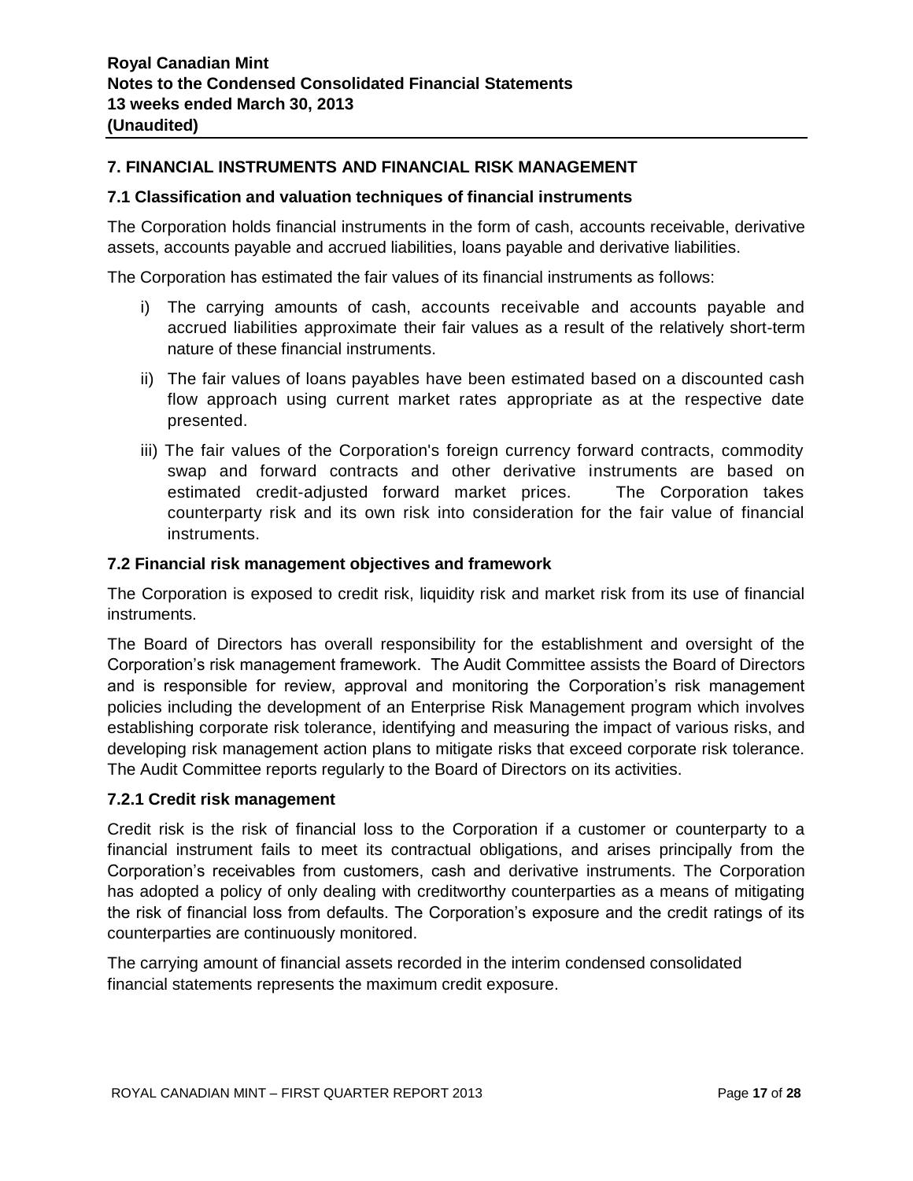## 7. FINANCIAL INSTRUMENTS AND FINANCIAL RISK MANAGEMENT

### 7.1 Classification and valuation techniques of financial instruments

The Corporation holds financial instruments in the form of cash, accounts receivable, derivative assets, accounts payable and accrued liabilities, loans payable and derivative liabilities.

The Corporation has estimated the fair values of its financial instruments as follows:

i) The carrying amounts of cash, accounts receivable and accounts payable and accrued liabilities approximate their fair values as a result of the relatively short-term nature of these financial instruments.

ii) The fair values of loans payables have been estimated based on a discounted cash flow approach using current market rates appropriate as at the respective date presented.

iii) The fair values of the Corporation's foreign currency forward contracts, commodity swap and forward contracts and other derivative instruments are based on estimated credit-adjusted forward market prices. The Corporation takes counterparty risk and its own risk into consideration for the fair value of financial instruments.

### 7.2 Financial risk management objectives and framework

The Corporation is exposed to credit risk, liquidity risk and market risk from its use of financial instruments.

The Board of Directors has overall responsibility for the establishment and oversight of the Corporation's risk management framework. The Audit Committee assists the Board of Directors and is responsible for review, approval and monitoring the Corporation's risk management policies including the development of an Enterprise Risk Management program which involves establishing corporate risk tolerance, identifying and measuring the impact of various risks, and developing risk management action plans to mitigate risks that exceed corporate risk tolerance. The Audit Committee reports regularly to the Board of Directors on its activities.

#### 7.2.1 Credit risk management

Credit risk is the risk of financial loss to the Corporation if a customer or counterparty to a financial instrument fails to meet its contractual obligations, and arises principally from the Corporation's receivables from customers, cash and derivative instruments. The Corporation has adopted a policy of only dealing with creditworthy counterparties as a means of mitigating the risk of financial loss from defaults. The Corporation's exposure and the credit ratings of its counterparties are continuously monitored.

The carrying amount of financial assets recorded in the interim condensed consolidated financial statements represents the maximum credit exposure.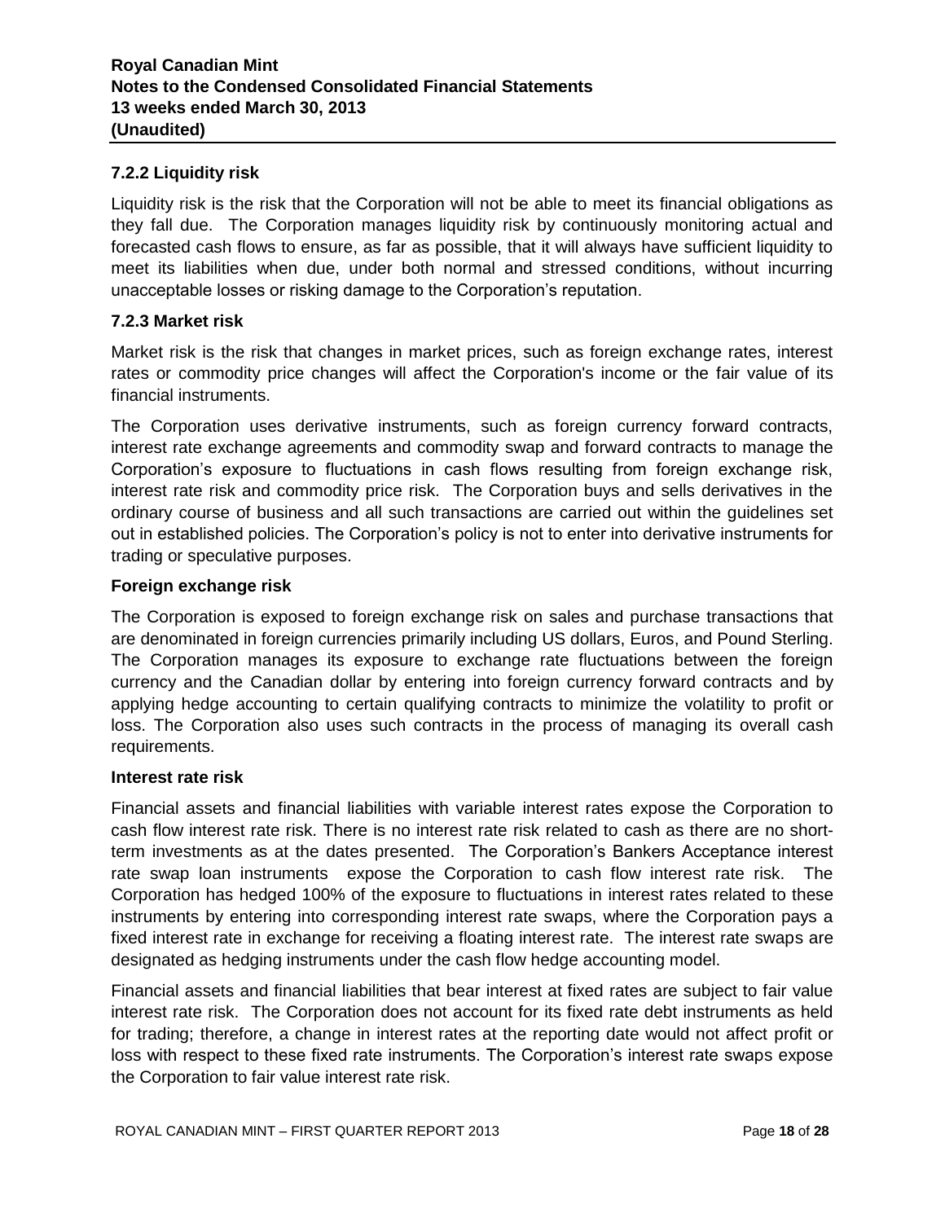### 7.2.2 Liquidity risk

Liquidity risk is the risk that the Corporation will not be able to meet its financial obligations as they fall due. The Corporation manages liquidity risk by continuously monitoring actual and forecasted cash flows to ensure, as far as possible, that it will always have sufficient liquidity to meet its liabilities when due, under both normal and stressed conditions, without incurring unacceptable losses or risking damage to the Corporation's reputation.

### 7.2.3 Market risk

Market risk is the risk that changes in market prices, such as foreign exchange rates, interest rates or commodity price changes will affect the Corporation's income or the fair value of its financial instruments.

The Corporation uses derivative instruments, such as foreign currency forward contracts, interest rate exchange agreements and commodity swap and forward contracts to manage the Corporation's exposure to fluctuations in cash flows resulting from foreign exchange risk, interest rate risk and commodity price risk. The Corporation buys and sells derivatives in the ordinary course of business and all such transactions are carried out within the guidelines set out in established policies. The Corporation's policy is not to enter into derivative instruments for trading or speculative purposes.

**Foreign exchange risk**

The Corporation is exposed to foreign exchange risk on sales and purchase transactions that are denominated in foreign currencies primarily including US dollars, Euros, and Pound Sterling. The Corporation manages its exposure to exchange rate fluctuations between the foreign currency and the Canadian dollar by entering into foreign currency forward contracts and by applying hedge accounting to certain qualifying contracts to minimize the volatility to profit or loss. The Corporation also uses such contracts in the process of managing its overall cash requirements.

**Interest rate risk**

Financial assets and financial liabilities with variable interest rates expose the Corporation to cash flow interest rate risk. There is no interest rate risk related to cash as there are no short-term investments as at the dates presented. The Corporation's Bankers Acceptance interest rate swap loan instruments expose the Corporation to cash flow interest rate risk. The Corporation has hedged 100% of the exposure to fluctuations in interest rates related to these instruments by entering into corresponding interest rate swaps, where the Corporation pays a fixed interest rate in exchange for receiving a floating interest rate. The interest rate swaps are designated as hedging instruments under the cash flow hedge accounting model.

Financial assets and financial liabilities that bear interest at fixed rates are subject to fair value interest rate risk. The Corporation does not account for its fixed rate debt instruments as held for trading; therefore, a change in interest rates at the reporting date would not affect profit or loss with respect to these fixed rate instruments. The Corporation's interest rate swaps expose the Corporation to fair value interest rate risk.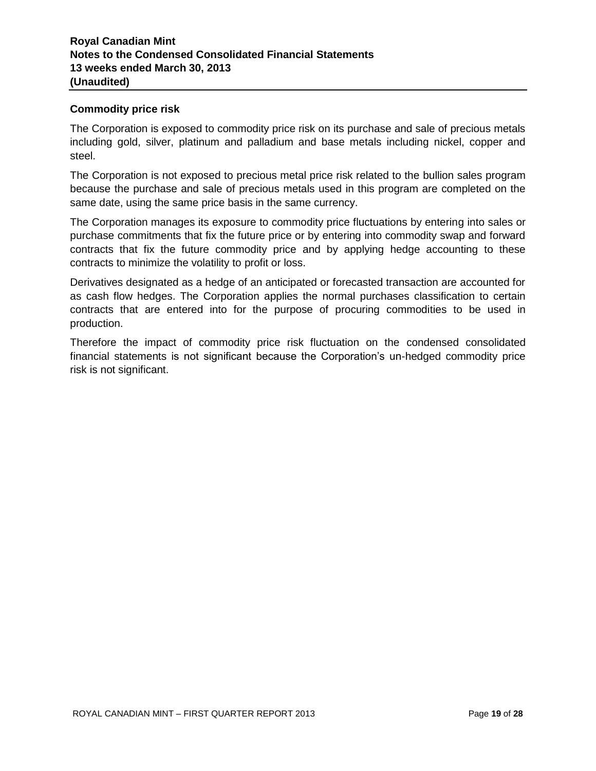**Commodity price risk**

The Corporation is exposed to commodity price risk on its purchase and sale of precious metals including gold, silver, platinum and palladium and base metals including nickel, copper and steel.

The Corporation is not exposed to precious metal price risk related to the bullion sales program because the purchase and sale of precious metals used in this program are completed on the same date, using the same price basis in the same currency.

The Corporation manages its exposure to commodity price fluctuations by entering into sales or purchase commitments that fix the future price or by entering into commodity swap and forward contracts that fix the future commodity price and by applying hedge accounting to these contracts to minimize the volatility to profit or loss.

Derivatives designated as a hedge of an anticipated or forecasted transaction are accounted for as cash flow hedges. The Corporation applies the normal purchases classification to certain contracts that are entered into for the purpose of procuring commodities to be used in production.

Therefore the impact of commodity price risk fluctuation on the condensed consolidated financial statements is not significant because the Corporation's un-hedged commodity price risk is not significant.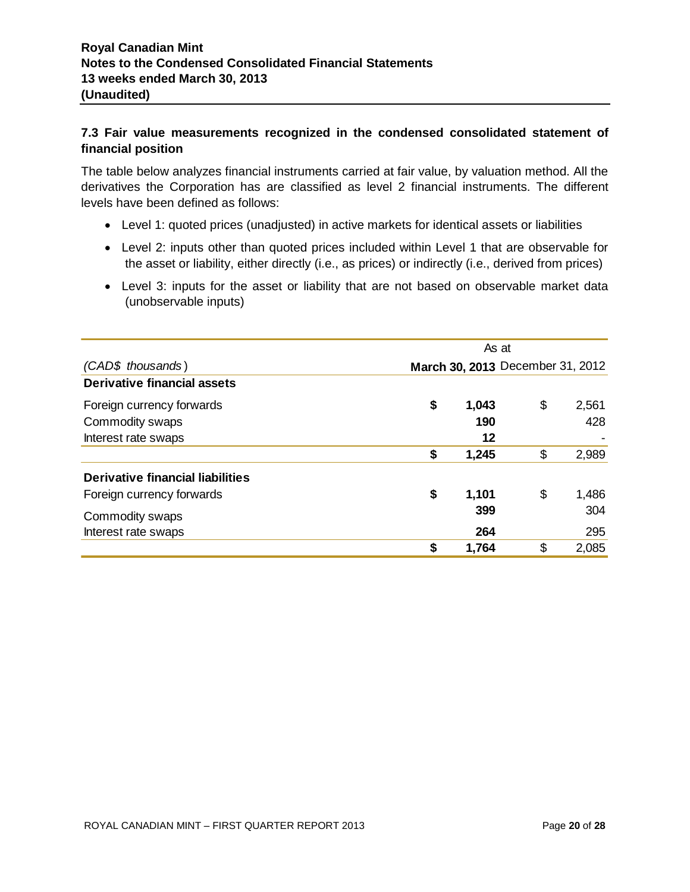### 7.3 Fair value measurements recognized in the condensed consolidated statement of financial position

The table below analyzes financial instruments carried at fair value, by valuation method. All the derivatives the Corporation has are classified as level 2 financial instruments. The different levels have been defined as follows:

- Level 1: quoted prices (unadjusted) in active markets for identical assets or liabilities
- Level 2: inputs other than quoted prices included within Level 1 that are observable for the asset or liability, either directly (i.e., as prices) or indirectly (i.e., derived from prices)
- Level 3: inputs for the asset or liability that are not based on observable market data (unobservable inputs)

| | As at | |
|---|---|---|
| *(CAD$ thousands)* | **March 30, 2013** | December 31, 2012 |
| **Derivative financial assets** | | |
| Foreign currency forwards | **$ 1,043** | $ 2,561 |
| Commodity swaps | **190** | 428 |
| Interest rate swaps | **12** | - |
| | **$ 1,245** | $ 2,989 |
| **Derivative financial liabilities** | | |
| Foreign currency forwards | **$ 1,101** | $ 1,486 |
| Commodity swaps | **399** | 304 |
| Interest rate swaps | **264** | 295 |
| | **$ 1,764** | $ 2,085 |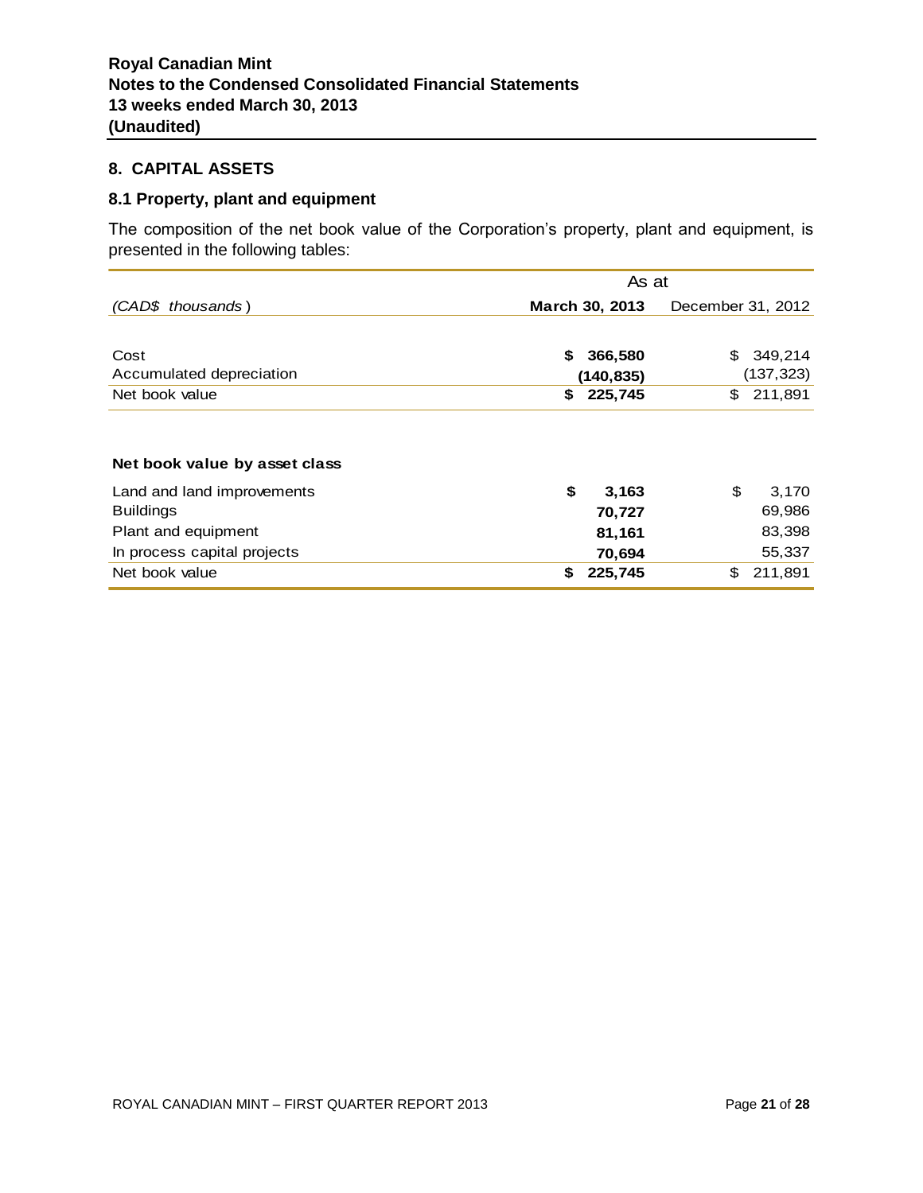**Royal Canadian Mint**
**Notes to the Condensed Consolidated Financial Statements**
**13 weeks ended March 30, 2013**
**(Unaudited)**

## 8. CAPITAL ASSETS

### 8.1 Property, plant and equipment

The composition of the net book value of the Corporation's property, plant and equipment, is presented in the following tables:

| | As at | |
|---|---|---|
| *(CAD$ thousands)* | **March 30, 2013** | December 31, 2012 |
| Cost | **$ 366,580** | $ 349,214 |
| Accumulated depreciation | **(140,835)** | (137,323) |
| Net book value | **$ 225,745** | $ 211,891 |
| | | |
| **Net book value by asset class** | | |
| Land and land improvements | **$ 3,163** | $ 3,170 |
| Buildings | **70,727** | 69,986 |
| Plant and equipment | **81,161** | 83,398 |
| In process capital projects | **70,694** | 55,337 |
| Net book value | **$ 225,745** | $ 211,891 |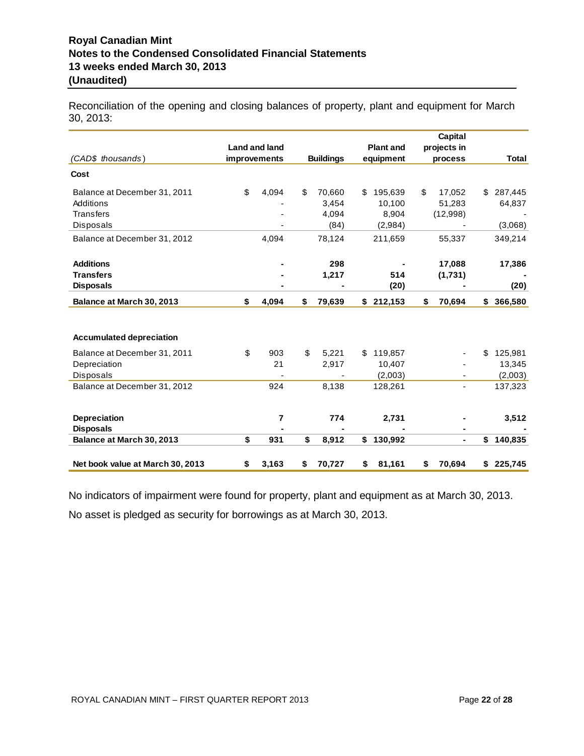Reconciliation of the opening and closing balances of property, plant and equipment for March 30, 2013:

| *(CAD$ thousands)* | Land and land improvements | Buildings | Plant and equipment | Capital projects in process | Total |
|---|---|---|---|---|---|
| **Cost** | | | | | |
| Balance at December 31, 2011 | $ 4,094 | $ 70,660 | $ 195,639 | $ 17,052 | $ 287,445 |
| Additions | - | 3,454 | 10,100 | 51,283 | 64,837 |
| Transfers | - | 4,094 | 8,904 | (12,998) | - |
| Disposals | - | (84) | (2,984) | - | (3,068) |
| Balance at December 31, 2012 | 4,094 | 78,124 | 211,659 | 55,337 | 349,214 |
| **Additions** | **-** | **298** | **-** | **17,088** | **17,386** |
| **Transfers** | **-** | **1,217** | **514** | **(1,731)** | **-** |
| **Disposals** | **-** | **-** | **(20)** | **-** | **(20)** |
| **Balance at March 30, 2013** | **$ 4,094** | **$ 79,639** | **$ 212,153** | **$ 70,694** | **$ 366,580** |
| **Accumulated depreciation** | | | | | |
| Balance at December 31, 2011 | $ 903 | $ 5,221 | $ 119,857 | - | $ 125,981 |
| Depreciation | 21 | 2,917 | 10,407 | - | 13,345 |
| Disposals | - | - | (2,003) | - | (2,003) |
| Balance at December 31, 2012 | 924 | 8,138 | 128,261 | - | 137,323 |
| **Depreciation** | **7** | **774** | **2,731** | **-** | **3,512** |
| **Disposals** | **-** | **-** | **-** | **-** | **-** |
| **Balance at March 30, 2013** | **$ 931** | **$ 8,912** | **$ 130,992** | **-** | **$ 140,835** |
| **Net book value at March 30, 2013** | **$ 3,163** | **$ 70,727** | **$ 81,161** | **$ 70,694** | **$ 225,745** |

No indicators of impairment were found for property, plant and equipment as at March 30, 2013.

No asset is pledged as security for borrowings as at March 30, 2013.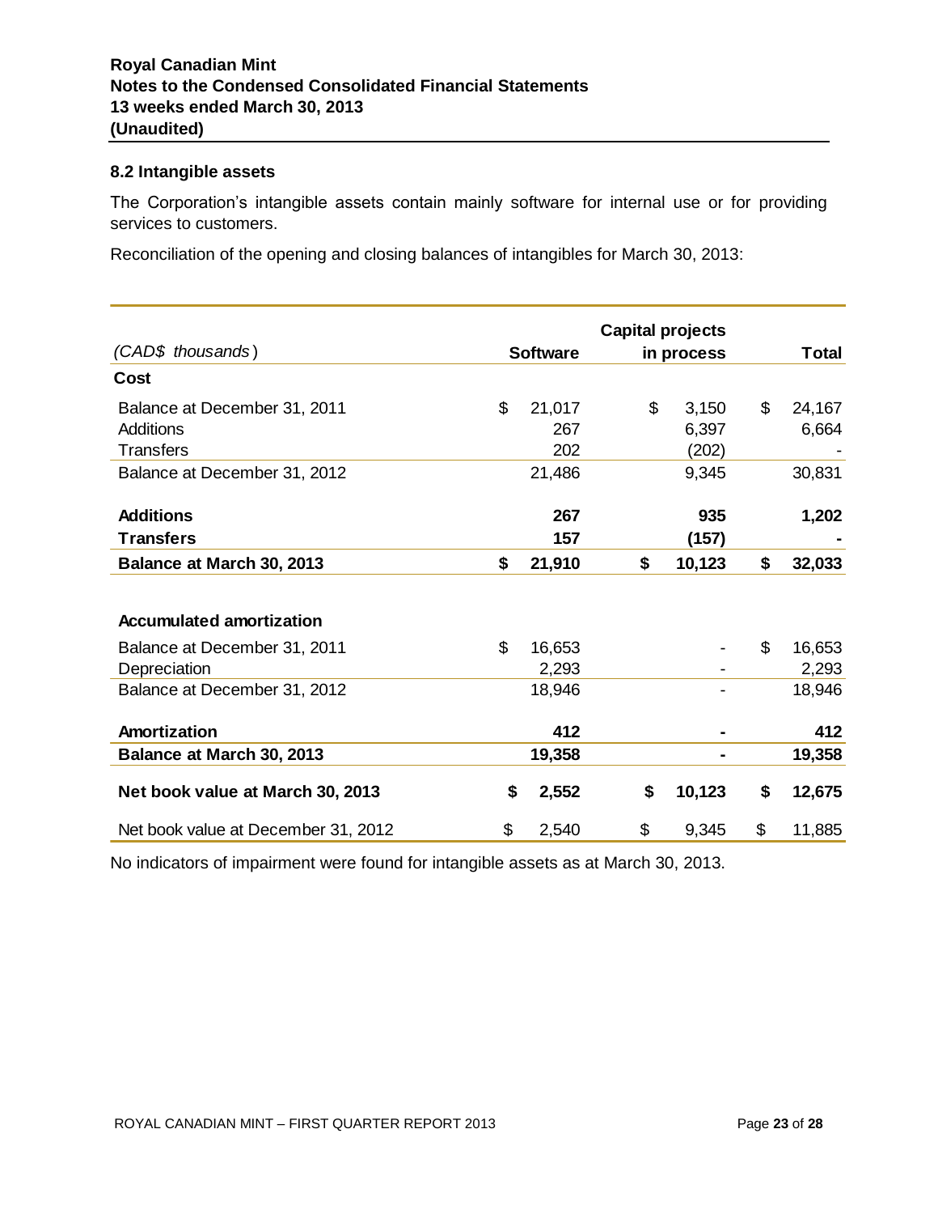### 8.2 Intangible assets

The Corporation's intangible assets contain mainly software for internal use or for providing services to customers.

Reconciliation of the opening and closing balances of intangibles for March 30, 2013:

| *(CAD$ thousands)* | Software | Capital projects in process | Total |
|---|---|---|---|
| **Cost** | | | |
| Balance at December 31, 2011 | $ 21,017 | $ 3,150 | $ 24,167 |
| Additions | 267 | 6,397 | 6,664 |
| Transfers | 202 | (202) | - |
| Balance at December 31, 2012 | 21,486 | 9,345 | 30,831 |
| **Additions** | **267** | **935** | **1,202** |
| **Transfers** | **157** | **(157)** | **-** |
| **Balance at March 30, 2013** | **$ 21,910** | **$ 10,123** | **$ 32,033** |
| | | | |
| **Accumulated amortization** | | | |
| Balance at December 31, 2011 | $ 16,653 | - | $ 16,653 |
| Depreciation | 2,293 | - | 2,293 |
| Balance at December 31, 2012 | 18,946 | - | 18,946 |
| **Amortization** | **412** | **-** | **412** |
| **Balance at March 30, 2013** | **19,358** | **-** | **19,358** |
| **Net book value at March 30, 2013** | **$ 2,552** | **$ 10,123** | **$ 12,675** |
| Net book value at December 31, 2012 | $ 2,540 | $ 9,345 | $ 11,885 |

No indicators of impairment were found for intangible assets as at March 30, 2013.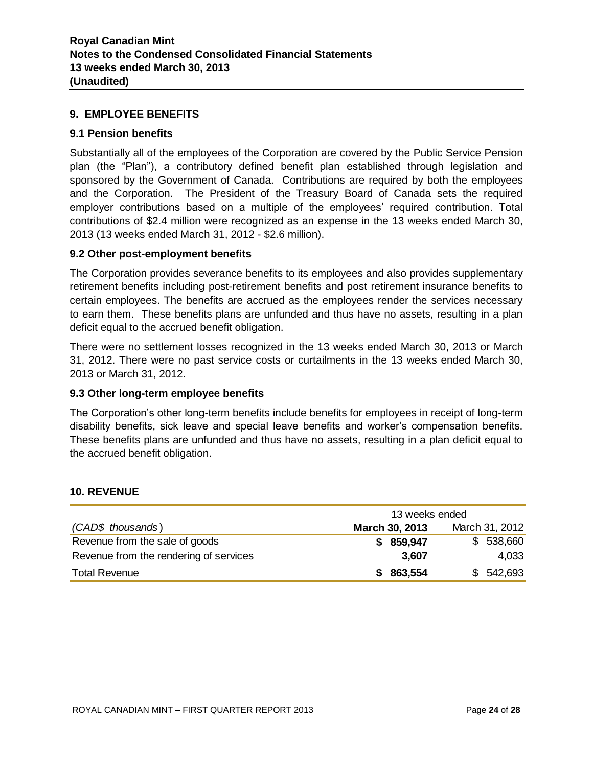## 9. EMPLOYEE BENEFITS

### 9.1 Pension benefits

Substantially all of the employees of the Corporation are covered by the Public Service Pension plan (the "Plan"), a contributory defined benefit plan established through legislation and sponsored by the Government of Canada. Contributions are required by both the employees and the Corporation. The President of the Treasury Board of Canada sets the required employer contributions based on a multiple of the employees' required contribution. Total contributions of $2.4 million were recognized as an expense in the 13 weeks ended March 30, 2013 (13 weeks ended March 31, 2012 - $2.6 million).

### 9.2 Other post-employment benefits

The Corporation provides severance benefits to its employees and also provides supplementary retirement benefits including post-retirement benefits and post retirement insurance benefits to certain employees. The benefits are accrued as the employees render the services necessary to earn them. These benefits plans are unfunded and thus have no assets, resulting in a plan deficit equal to the accrued benefit obligation.

There were no settlement losses recognized in the 13 weeks ended March 30, 2013 or March 31, 2012. There were no past service costs or curtailments in the 13 weeks ended March 30, 2013 or March 31, 2012.

### 9.3 Other long-term employee benefits

The Corporation's other long-term benefits include benefits for employees in receipt of long-term disability benefits, sick leave and special leave benefits and worker's compensation benefits. These benefits plans are unfunded and thus have no assets, resulting in a plan deficit equal to the accrued benefit obligation.

## 10. REVENUE

| | 13 weeks ended | |
|---|---|---|
| *(CAD$ thousands)* | **March 30, 2013** | March 31, 2012 |
| Revenue from the sale of goods | **$ 859,947** | $ 538,660 |
| Revenue from the rendering of services | **3,607** | 4,033 |
| Total Revenue | **$ 863,554** | $ 542,693 |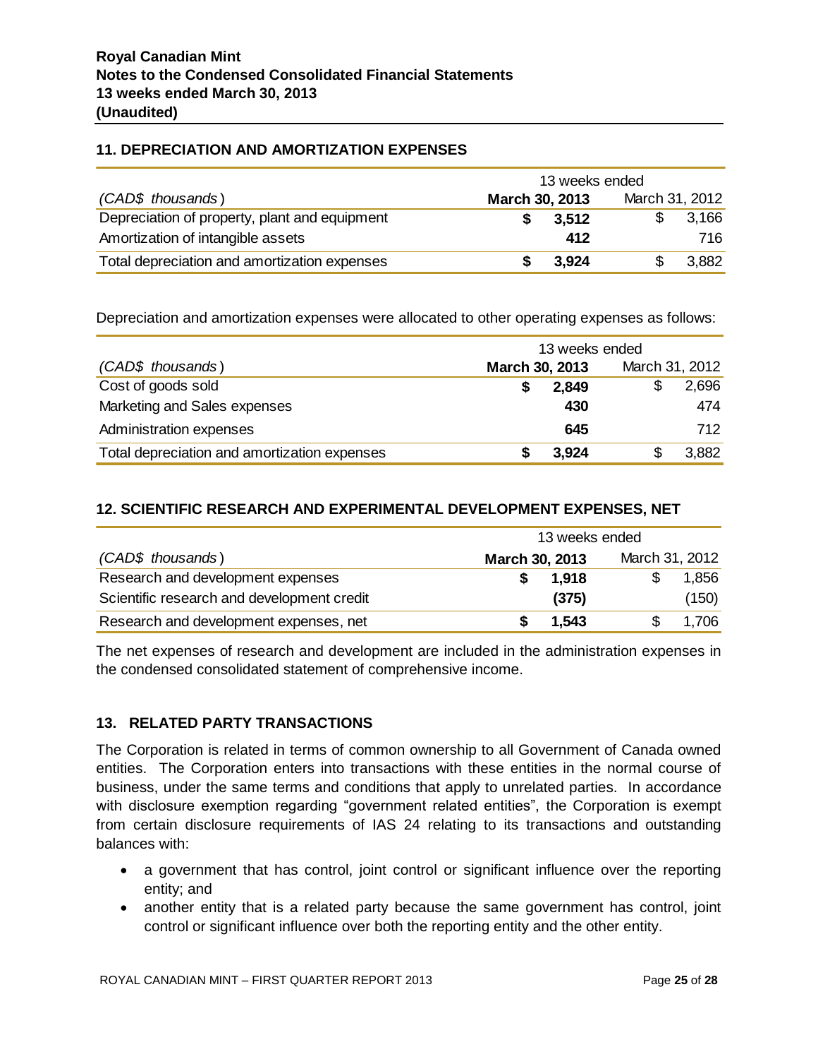## 11. DEPRECIATION AND AMORTIZATION EXPENSES

| | 13 weeks ended | |
|---|---|---|
| *(CAD$ thousands)* | **March 30, 2013** | March 31, 2012 |
| Depreciation of property, plant and equipment | **$ 3,512** | $ 3,166 |
| Amortization of intangible assets | **412** | 716 |
| Total depreciation and amortization expenses | **$ 3,924** | $ 3,882 |

Depreciation and amortization expenses were allocated to other operating expenses as follows:

| | 13 weeks ended | |
|---|---|---|
| *(CAD$ thousands)* | **March 30, 2013** | March 31, 2012 |
| Cost of goods sold | **$ 2,849** | $ 2,696 |
| Marketing and Sales expenses | **430** | 474 |
| Administration expenses | **645** | 712 |
| Total depreciation and amortization expenses | **$ 3,924** | $ 3,882 |

## 12. SCIENTIFIC RESEARCH AND EXPERIMENTAL DEVELOPMENT EXPENSES, NET

| | 13 weeks ended | |
|---|---|---|
| *(CAD$ thousands)* | **March 30, 2013** | March 31, 2012 |
| Research and development expenses | **$ 1,918** | $ 1,856 |
| Scientific research and development credit | **(375)** | (150) |
| Research and development expenses, net | **$ 1,543** | $ 1,706 |

The net expenses of research and development are included in the administration expenses in the condensed consolidated statement of comprehensive income.

## 13. RELATED PARTY TRANSACTIONS

The Corporation is related in terms of common ownership to all Government of Canada owned entities. The Corporation enters into transactions with these entities in the normal course of business, under the same terms and conditions that apply to unrelated parties. In accordance with disclosure exemption regarding "government related entities", the Corporation is exempt from certain disclosure requirements of IAS 24 relating to its transactions and outstanding balances with:

- a government that has control, joint control or significant influence over the reporting entity; and
- another entity that is a related party because the same government has control, joint control or significant influence over both the reporting entity and the other entity.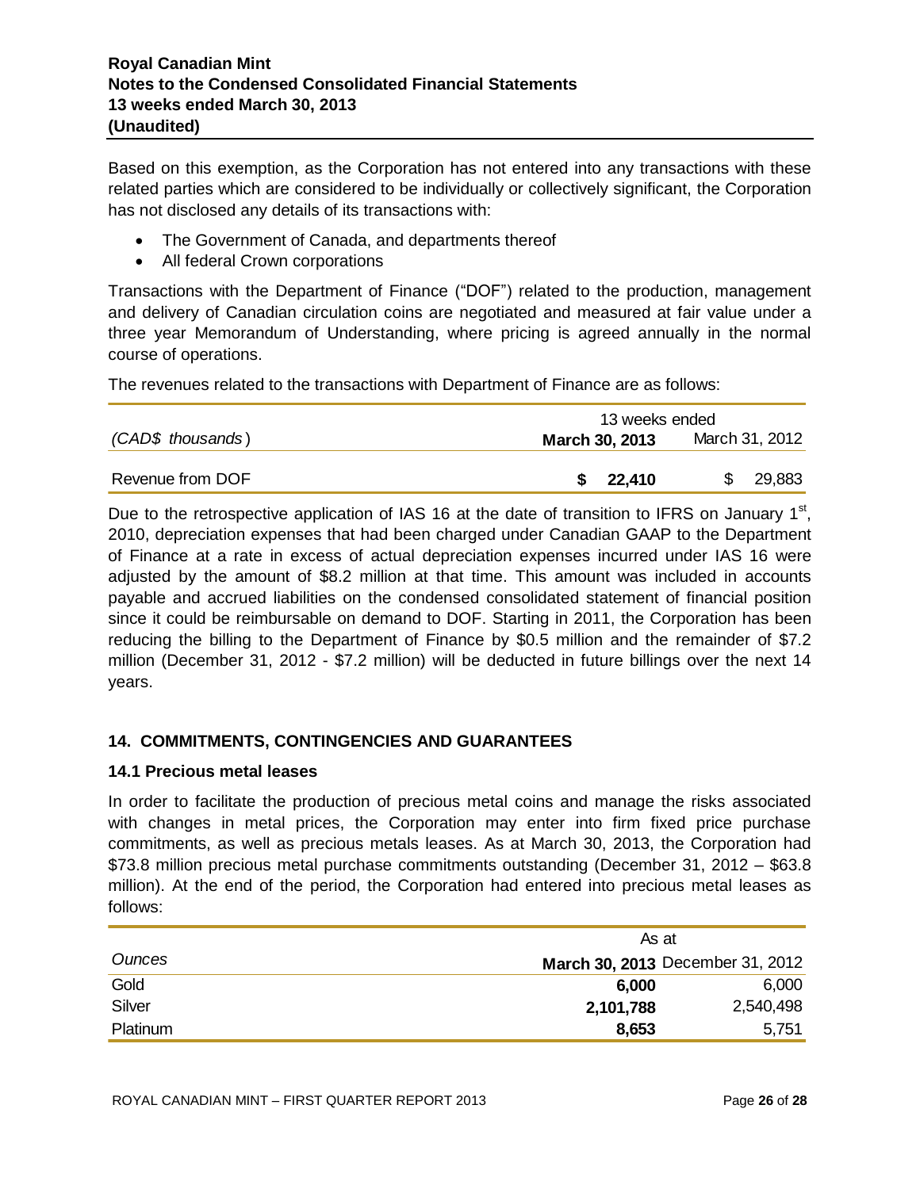Based on this exemption, as the Corporation has not entered into any transactions with these related parties which are considered to be individually or collectively significant, the Corporation has not disclosed any details of its transactions with:

- The Government of Canada, and departments thereof
- All federal Crown corporations

Transactions with the Department of Finance ("DOF") related to the production, management and delivery of Canadian circulation coins are negotiated and measured at fair value under a three year Memorandum of Understanding, where pricing is agreed annually in the normal course of operations.

The revenues related to the transactions with Department of Finance are as follows:

| | 13 weeks ended | |
|---|---|---|
| *(CAD$ thousands)* | **March 30, 2013** | March 31, 2012 |
| Revenue from DOF | **$ 22,410** | $ 29,883 |

Due to the retrospective application of IAS 16 at the date of transition to IFRS on January 1st, 2010, depreciation expenses that had been charged under Canadian GAAP to the Department of Finance at a rate in excess of actual depreciation expenses incurred under IAS 16 were adjusted by the amount of $8.2 million at that time. This amount was included in accounts payable and accrued liabilities on the condensed consolidated statement of financial position since it could be reimbursable on demand to DOF. Starting in 2011, the Corporation has been reducing the billing to the Department of Finance by $0.5 million and the remainder of $7.2 million (December 31, 2012 - $7.2 million) will be deducted in future billings over the next 14 years.

## 14. COMMITMENTS, CONTINGENCIES AND GUARANTEES

### 14.1 Precious metal leases

In order to facilitate the production of precious metal coins and manage the risks associated with changes in metal prices, the Corporation may enter into firm fixed price purchase commitments, as well as precious metals leases. As at March 30, 2013, the Corporation had $73.8 million precious metal purchase commitments outstanding (December 31, 2012 – $63.8 million). At the end of the period, the Corporation had entered into precious metal leases as follows:

| | As at | |
|---|---|---|
| *Ounces* | **March 30, 2013** | December 31, 2012 |
| Gold | **6,000** | 6,000 |
| Silver | **2,101,788** | 2,540,498 |
| Platinum | **8,653** | 5,751 |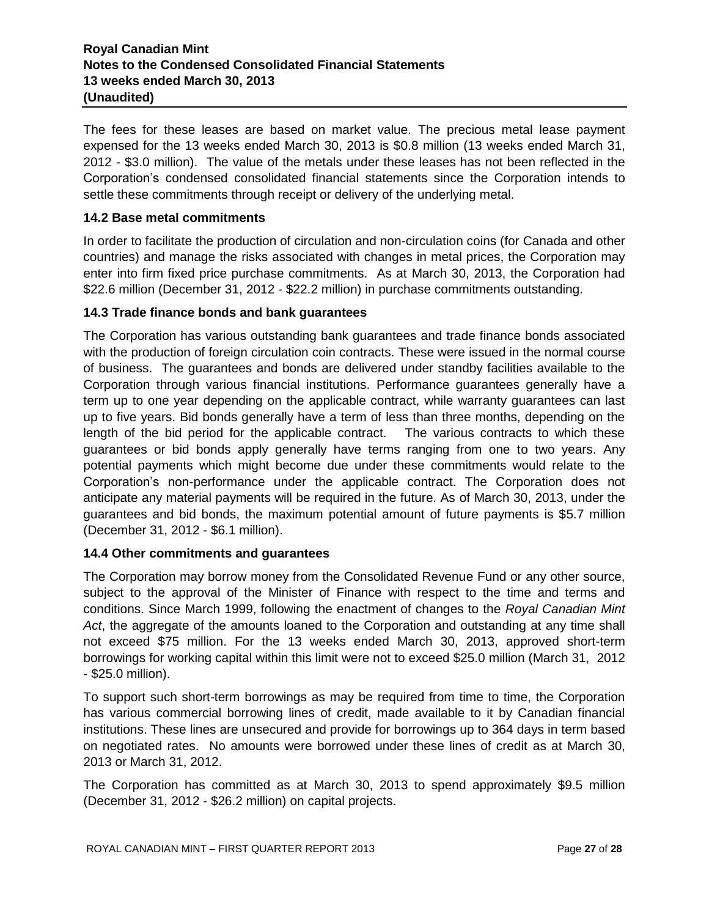The fees for these leases are based on market value. The precious metal lease payment expensed for the 13 weeks ended March 30, 2013 is $0.8 million (13 weeks ended March 31, 2012 - $3.0 million). The value of the metals under these leases has not been reflected in the Corporation's condensed consolidated financial statements since the Corporation intends to settle these commitments through receipt or delivery of the underlying metal.

### 14.2 Base metal commitments

In order to facilitate the production of circulation and non-circulation coins (for Canada and other countries) and manage the risks associated with changes in metal prices, the Corporation may enter into firm fixed price purchase commitments. As at March 30, 2013, the Corporation had $22.6 million (December 31, 2012 - $22.2 million) in purchase commitments outstanding.

### 14.3 Trade finance bonds and bank guarantees

The Corporation has various outstanding bank guarantees and trade finance bonds associated with the production of foreign circulation coin contracts. These were issued in the normal course of business. The guarantees and bonds are delivered under standby facilities available to the Corporation through various financial institutions. Performance guarantees generally have a term up to one year depending on the applicable contract, while warranty guarantees can last up to five years. Bid bonds generally have a term of less than three months, depending on the length of the bid period for the applicable contract. The various contracts to which these guarantees or bid bonds apply generally have terms ranging from one to two years. Any potential payments which might become due under these commitments would relate to the Corporation's non-performance under the applicable contract. The Corporation does not anticipate any material payments will be required in the future. As of March 30, 2013, under the guarantees and bid bonds, the maximum potential amount of future payments is $5.7 million (December 31, 2012 - $6.1 million).

### 14.4 Other commitments and guarantees

The Corporation may borrow money from the Consolidated Revenue Fund or any other source, subject to the approval of the Minister of Finance with respect to the time and terms and conditions. Since March 1999, following the enactment of changes to the *Royal Canadian Mint Act*, the aggregate of the amounts loaned to the Corporation and outstanding at any time shall not exceed $75 million. For the 13 weeks ended March 30, 2013, approved short-term borrowings for working capital within this limit were not to exceed $25.0 million (March 31, 2012 - $25.0 million).

To support such short-term borrowings as may be required from time to time, the Corporation has various commercial borrowing lines of credit, made available to it by Canadian financial institutions. These lines are unsecured and provide for borrowings up to 364 days in term based on negotiated rates. No amounts were borrowed under these lines of credit as at March 30, 2013 or March 31, 2012.

The Corporation has committed as at March 30, 2013 to spend approximately $9.5 million (December 31, 2012 - $26.2 million) on capital projects.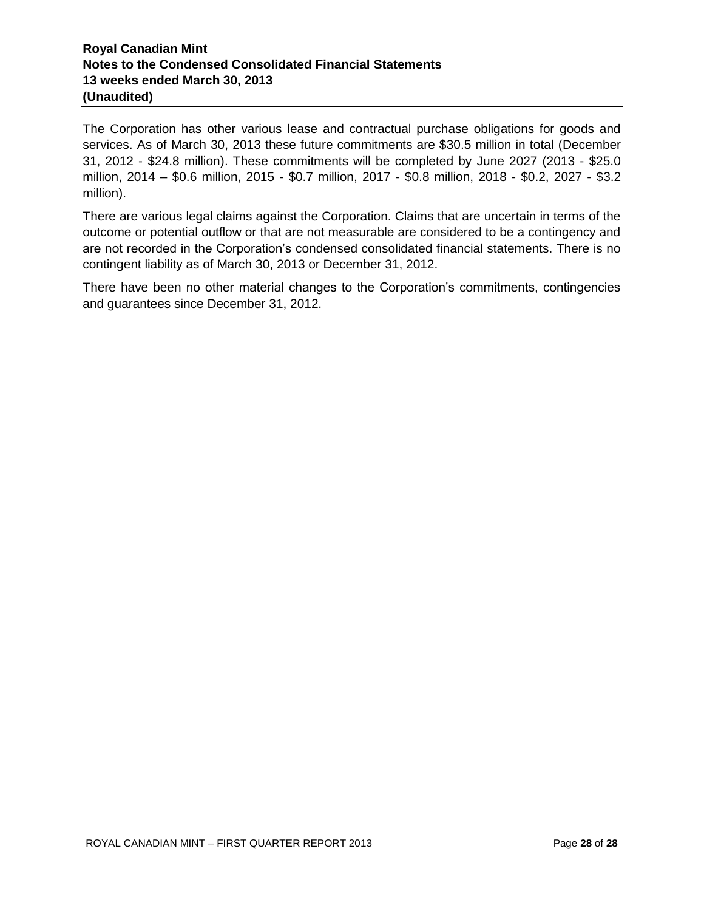The Corporation has other various lease and contractual purchase obligations for goods and services. As of March 30, 2013 these future commitments are $30.5 million in total (December 31, 2012 - $24.8 million). These commitments will be completed by June 2027 (2013 - $25.0 million, 2014 – $0.6 million, 2015 - $0.7 million, 2017 - $0.8 million, 2018 - $0.2, 2027 - $3.2 million).

There are various legal claims against the Corporation. Claims that are uncertain in terms of the outcome or potential outflow or that are not measurable are considered to be a contingency and are not recorded in the Corporation's condensed consolidated financial statements. There is no contingent liability as of March 30, 2013 or December 31, 2012.

There have been no other material changes to the Corporation's commitments, contingencies and guarantees since December 31, 2012.